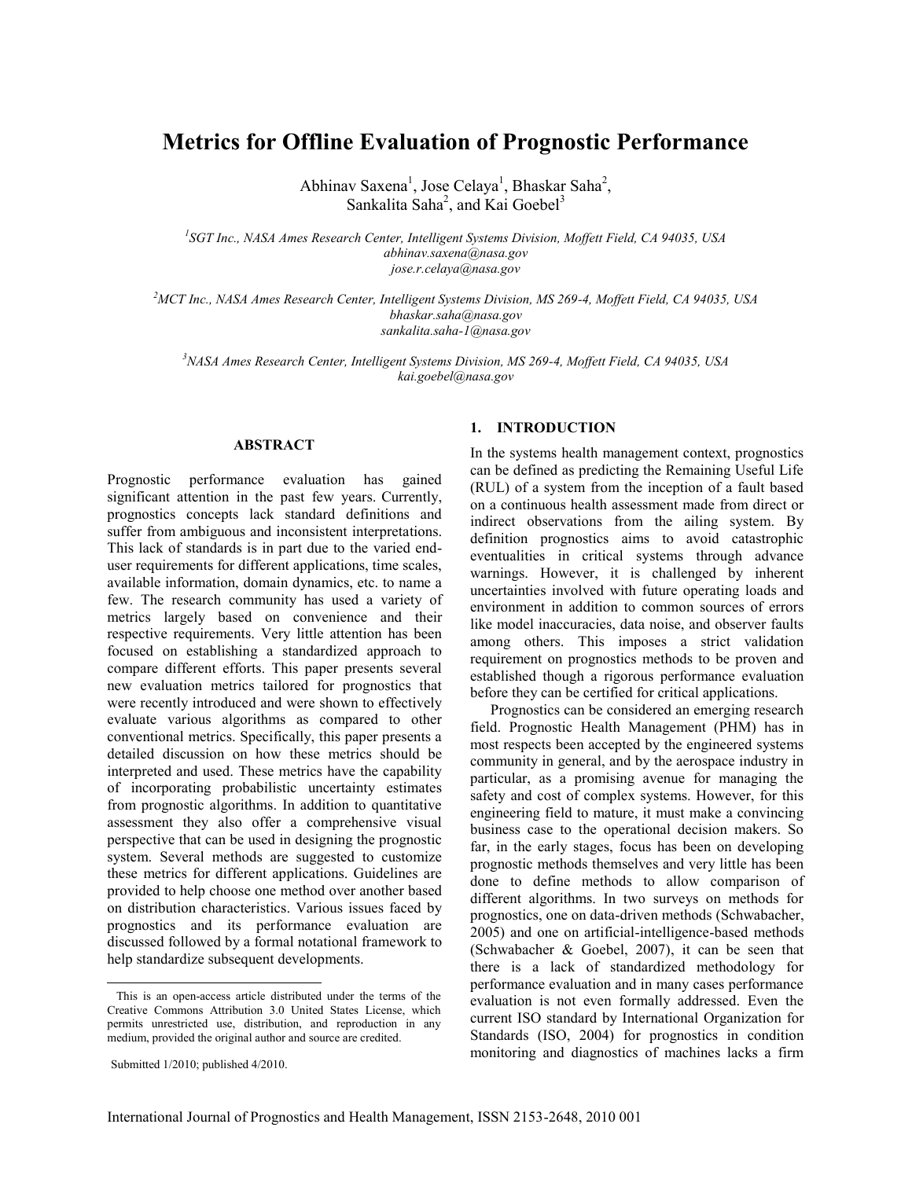# Metrics for Offline Evaluation of Prognostic Performance

Abhinav Saxena[1], Jose Celaya[1], Bhaskar Saha[2], Sankalita Saha[2], and Kai Goebel[3]

[1]*SGT Inc., NASA Ames Research Center, Intelligent Systems Division, Moffett Field, CA 94035, USA*
*abhinav.saxena@nasa.gov*
*jose.r.celaya@nasa.gov*

[2]*MCT Inc., NASA Ames Research Center, Intelligent Systems Division, MS 269-4, Moffett Field, CA 94035, USA*
*bhaskar.saha@nasa.gov*
*sankalita.saha-1@nasa.gov*

[3]*NASA Ames Research Center, Intelligent Systems Division, MS 269-4, Moffett Field, CA 94035, USA*
*kai.goebel@nasa.gov*

## ABSTRACT

Prognostic performance evaluation has gained significant attention in the past few years. Currently, prognostics concepts lack standard definitions and suffer from ambiguous and inconsistent interpretations. This lack of standards is in part due to the varied end-user requirements for different applications, time scales, available information, domain dynamics, etc. to name a few. The research community has used a variety of metrics largely based on convenience and their respective requirements. Very little attention has been focused on establishing a standardized approach to compare different efforts. This paper presents several new evaluation metrics tailored for prognostics that were recently introduced and were shown to effectively evaluate various algorithms as compared to other conventional metrics. Specifically, this paper presents a detailed discussion on how these metrics should be interpreted and used. These metrics have the capability of incorporating probabilistic uncertainty estimates from prognostic algorithms. In addition to quantitative assessment they also offer a comprehensive visual perspective that can be used in designing the prognostic system. Several methods are suggested to customize these metrics for different applications. Guidelines are provided to help choose one method over another based on distribution characteristics. Various issues faced by prognostics and its performance evaluation are discussed followed by a formal notational framework to help standardize subsequent developments.

This is an open-access article distributed under the terms of the Creative Commons Attribution 3.0 United States License, which permits unrestricted use, distribution, and reproduction in any medium, provided the original author and source are credited.

Submitted 1/2010; published 4/2010.

## 1. INTRODUCTION

In the systems health management context, prognostics can be defined as predicting the Remaining Useful Life (RUL) of a system from the inception of a fault based on a continuous health assessment made from direct or indirect observations from the ailing system. By definition prognostics aims to avoid catastrophic eventualities in critical systems through advance warnings. However, it is challenged by inherent uncertainties involved with future operating loads and environment in addition to common sources of errors like model inaccuracies, data noise, and observer faults among others. This imposes a strict validation requirement on prognostics methods to be proven and established though a rigorous performance evaluation before they can be certified for critical applications.

Prognostics can be considered an emerging research field. Prognostic Health Management (PHM) has in most respects been accepted by the engineered systems community in general, and by the aerospace industry in particular, as a promising avenue for managing the safety and cost of complex systems. However, for this engineering field to mature, it must make a convincing business case to the operational decision makers. So far, in the early stages, focus has been on developing prognostic methods themselves and very little has been done to define methods to allow comparison of different algorithms. In two surveys on methods for prognostics, one on data-driven methods (Schwabacher, 2005) and one on artificial-intelligence-based methods (Schwabacher & Goebel, 2007), it can be seen that there is a lack of standardized methodology for performance evaluation and in many cases performance evaluation is not even formally addressed. Even the current ISO standard by International Organization for Standards (ISO, 2004) for prognostics in condition monitoring and diagnostics of machines lacks a firm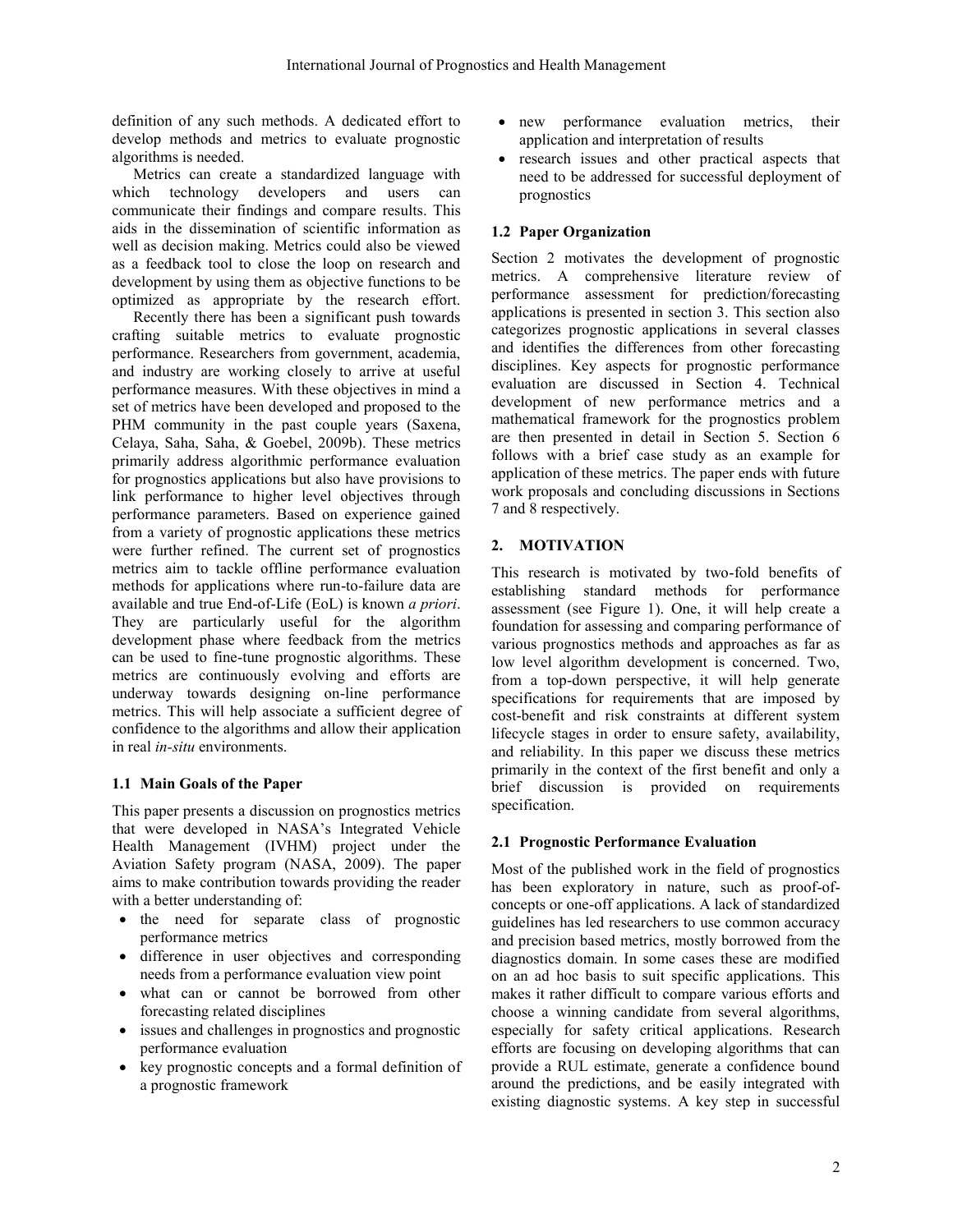definition of any such methods. A dedicated effort to develop methods and metrics to evaluate prognostic algorithms is needed.

Metrics can create a standardized language with which technology developers and users can communicate their findings and compare results. This aids in the dissemination of scientific information as well as decision making. Metrics could also be viewed as a feedback tool to close the loop on research and development by using them as objective functions to be optimized as appropriate by the research effort.

Recently there has been a significant push towards crafting suitable metrics to evaluate prognostic performance. Researchers from government, academia, and industry are working closely to arrive at useful performance measures. With these objectives in mind a set of metrics have been developed and proposed to the PHM community in the past couple years (Saxena, Celaya, Saha, Saha, & Goebel, 2009b). These metrics primarily address algorithmic performance evaluation for prognostics applications but also have provisions to link performance to higher level objectives through performance parameters. Based on experience gained from a variety of prognostic applications these metrics were further refined. The current set of prognostics metrics aim to tackle offline performance evaluation methods for applications where run-to-failure data are available and true End-of-Life (EoL) is known *a priori*. They are particularly useful for the algorithm development phase where feedback from the metrics can be used to fine-tune prognostic algorithms. These metrics are continuously evolving and efforts are underway towards designing on-line performance metrics. This will help associate a sufficient degree of confidence to the algorithms and allow their application in real *in-situ* environments.

### 1.1 Main Goals of the Paper

This paper presents a discussion on prognostics metrics that were developed in NASA's Integrated Vehicle Health Management (IVHM) project under the Aviation Safety program (NASA, 2009). The paper aims to make contribution towards providing the reader with a better understanding of:

- the need for separate class of prognostic performance metrics
- difference in user objectives and corresponding needs from a performance evaluation view point
- what can or cannot be borrowed from other forecasting related disciplines
- issues and challenges in prognostics and prognostic performance evaluation
- key prognostic concepts and a formal definition of a prognostic framework
- new performance evaluation metrics, their application and interpretation of results
- research issues and other practical aspects that need to be addressed for successful deployment of prognostics

### 1.2 Paper Organization

Section 2 motivates the development of prognostic metrics. A comprehensive literature review of performance assessment for prediction/forecasting applications is presented in section 3. This section also categorizes prognostic applications in several classes and identifies the differences from other forecasting disciplines. Key aspects for prognostic performance evaluation are discussed in Section 4. Technical development of new performance metrics and a mathematical framework for the prognostics problem are then presented in detail in Section 5. Section 6 follows with a brief case study as an example for application of these metrics. The paper ends with future work proposals and concluding discussions in Sections 7 and 8 respectively.

## 2. MOTIVATION

This research is motivated by two-fold benefits of establishing standard methods for performance assessment (see Figure 1). One, it will help create a foundation for assessing and comparing performance of various prognostics methods and approaches as far as low level algorithm development is concerned. Two, from a top-down perspective, it will help generate specifications for requirements that are imposed by cost-benefit and risk constraints at different system lifecycle stages in order to ensure safety, availability, and reliability. In this paper we discuss these metrics primarily in the context of the first benefit and only a brief discussion is provided on requirements specification.

### 2.1 Prognostic Performance Evaluation

Most of the published work in the field of prognostics has been exploratory in nature, such as proof-of-concepts or one-off applications. A lack of standardized guidelines has led researchers to use common accuracy and precision based metrics, mostly borrowed from the diagnostics domain. In some cases these are modified on an ad hoc basis to suit specific applications. This makes it rather difficult to compare various efforts and choose a winning candidate from several algorithms, especially for safety critical applications. Research efforts are focusing on developing algorithms that can provide a RUL estimate, generate a confidence bound around the predictions, and be easily integrated with existing diagnostic systems. A key step in successful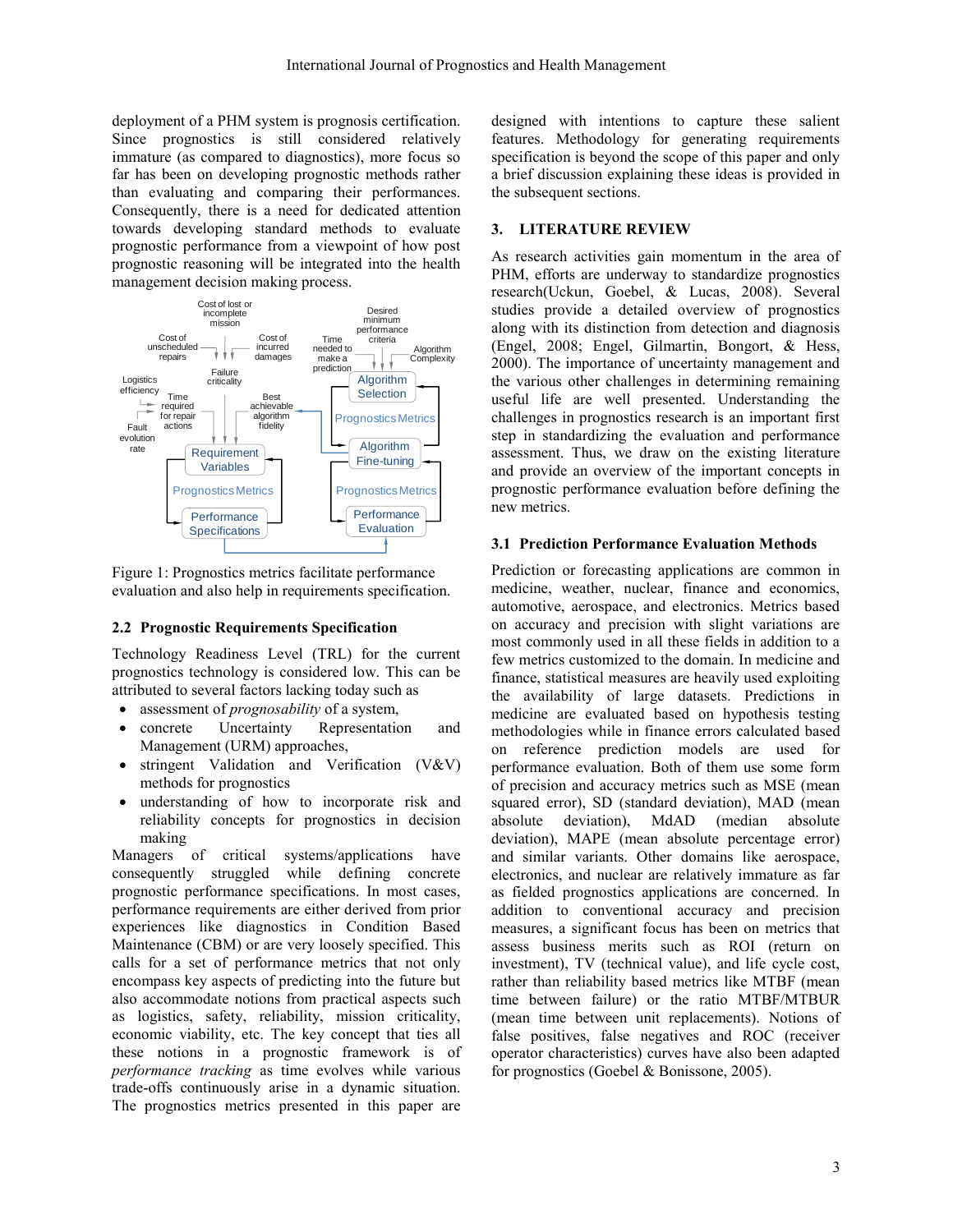deployment of a PHM system is prognosis certification. Since prognostics is still considered relatively immature (as compared to diagnostics), more focus so far has been on developing prognostic methods rather than evaluating and comparing their performances. Consequently, there is a need for dedicated attention towards developing standard methods to evaluate prognostic performance from a viewpoint of how post prognostic reasoning will be integrated into the health management decision making process.

Figure 1: Prognostics metrics facilitate performance evaluation and also help in requirements specification.

## 2.2 Prognostic Requirements Specification

Technology Readiness Level (TRL) for the current prognostics technology is considered low. This can be attributed to several factors lacking today such as

- assessment of *prognosability* of a system,
- concrete Uncertainty Representation and Management (URM) approaches,
- stringent Validation and Verification (V&V) methods for prognostics
- understanding of how to incorporate risk and reliability concepts for prognostics in decision making

Managers of critical systems/applications have consequently struggled while defining concrete prognostic performance specifications. In most cases, performance requirements are either derived from prior experiences like diagnostics in Condition Based Maintenance (CBM) or are very loosely specified. This calls for a set of performance metrics that not only encompass key aspects of predicting into the future but also accommodate notions from practical aspects such as logistics, safety, reliability, mission criticality, economic viability, etc. The key concept that ties all these notions in a prognostic framework is of *performance tracking* as time evolves while various trade-offs continuously arise in a dynamic situation. The prognostics metrics presented in this paper are designed with intentions to capture these salient features. Methodology for generating requirements specification is beyond the scope of this paper and only a brief discussion explaining these ideas is provided in the subsequent sections.

# 3. LITERATURE REVIEW

As research activities gain momentum in the area of PHM, efforts are underway to standardize prognostics research(Uckun, Goebel, & Lucas, 2008). Several studies provide a detailed overview of prognostics along with its distinction from detection and diagnosis (Engel, 2008; Engel, Gilmartin, Bongort, & Hess, 2000). The importance of uncertainty management and the various other challenges in determining remaining useful life are well presented. Understanding the challenges in prognostics research is an important first step in standardizing the evaluation and performance assessment. Thus, we draw on the existing literature and provide an overview of the important concepts in prognostic performance evaluation before defining the new metrics.

## 3.1 Prediction Performance Evaluation Methods

Prediction or forecasting applications are common in medicine, weather, nuclear, finance and economics, automotive, aerospace, and electronics. Metrics based on accuracy and precision with slight variations are most commonly used in all these fields in addition to a few metrics customized to the domain. In medicine and finance, statistical measures are heavily used exploiting the availability of large datasets. Predictions in medicine are evaluated based on hypothesis testing methodologies while in finance errors calculated based on reference prediction models are used for performance evaluation. Both of them use some form of precision and accuracy metrics such as MSE (mean squared error), SD (standard deviation), MAD (mean absolute deviation), MdAD (median absolute deviation), MAPE (mean absolute percentage error) and similar variants. Other domains like aerospace, electronics, and nuclear are relatively immature as far as fielded prognostics applications are concerned. In addition to conventional accuracy and precision measures, a significant focus has been on metrics that assess business merits such as ROI (return on investment), TV (technical value), and life cycle cost, rather than reliability based metrics like MTBF (mean time between failure) or the ratio MTBF/MTBUR (mean time between unit replacements). Notions of false positives, false negatives and ROC (receiver operator characteristics) curves have also been adapted for prognostics (Goebel & Bonissone, 2005).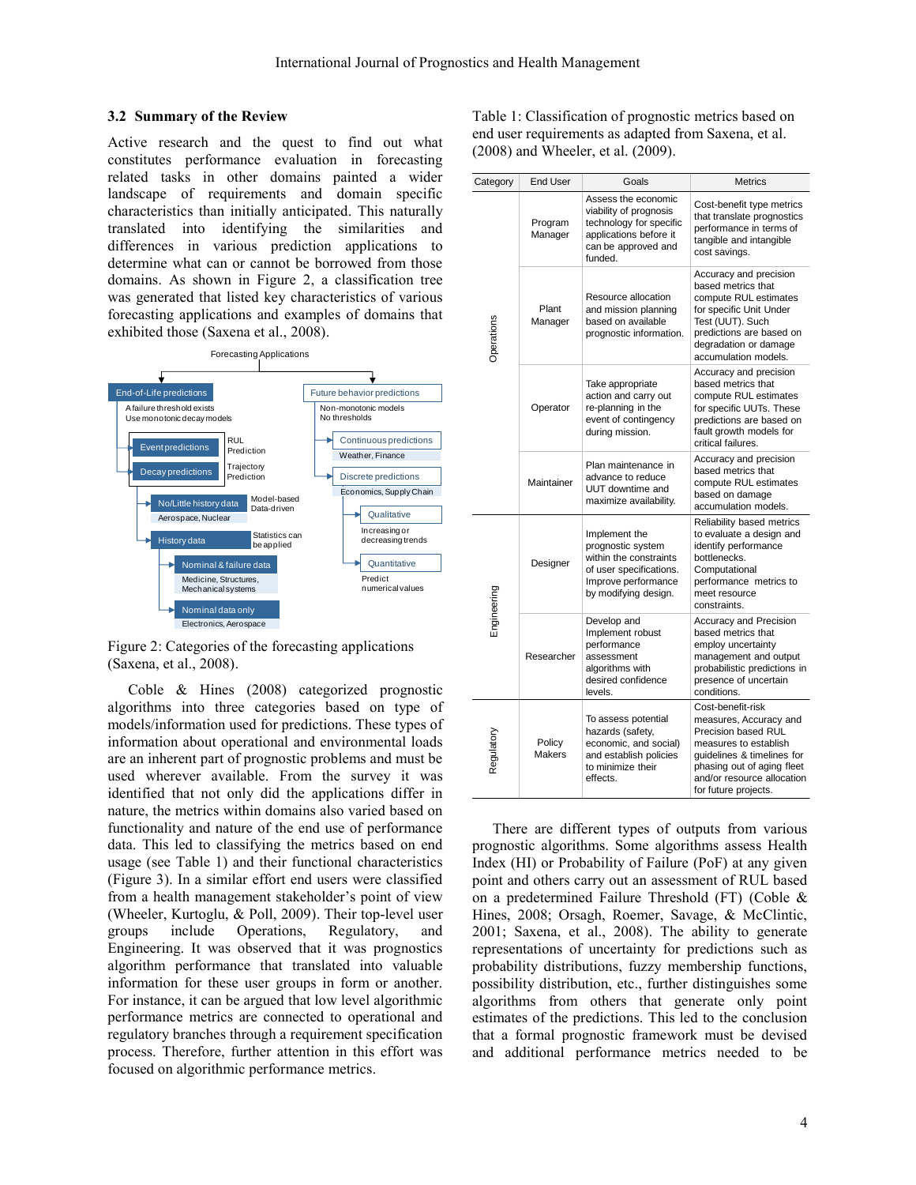### 3.2 Summary of the Review

Active research and the quest to find out what constitutes performance evaluation in forecasting related tasks in other domains painted a wider landscape of requirements and domain specific characteristics than initially anticipated. This naturally translated into identifying the similarities and differences in various prediction applications to determine what can or cannot be borrowed from those domains. As shown in Figure 2, a classification tree was generated that listed key characteristics of various forecasting applications and examples of domains that exhibited those (Saxena et al., 2008).

Forecasting Applications

- End-of-Life predictions
  - A failure threshold exists
  - Use monotonic decay models
  - Event predictions — RUL Prediction
  - Decay predictions — Trajectory Prediction
  - No/Little history data — Model-based, Data-driven
    - Aerospace, Nuclear
  - History data — Statistics can be applied
    - Nominal & failure data — Medicine, Structures, Mechanical systems
    - Nominal data only — Electronics, Aerospace
- Future behavior predictions
  - Non-monotonic models
  - No thresholds
  - Continuous predictions — Weather, Finance
  - Discrete predictions — Economics, Supply Chain
    - Qualitative — Increasing or decreasing trends
    - Quantitative — Predict numerical values

Figure 2: Categories of the forecasting applications (Saxena, et al., 2008).

Coble & Hines (2008) categorized prognostic algorithms into three categories based on type of models/information used for predictions. These types of information about operational and environmental loads are an inherent part of prognostic problems and must be used wherever available. From the survey it was identified that not only did the applications differ in nature, the metrics within domains also varied based on functionality and nature of the end use of performance data. This led to classifying the metrics based on end usage (see Table 1) and their functional characteristics (Figure 3). In a similar effort end users were classified from a health management stakeholder's point of view (Wheeler, Kurtoglu, & Poll, 2009). Their top-level user groups include Operations, Regulatory, and Engineering. It was observed that it was prognostics algorithm performance that translated into valuable information for these user groups in form or another. For instance, it can be argued that low level algorithmic performance metrics are connected to operational and regulatory branches through a requirement specification process. Therefore, further attention in this effort was focused on algorithmic performance metrics.

Table 1: Classification of prognostic metrics based on end user requirements as adapted from Saxena, et al. (2008) and Wheeler, et al. (2009).

| Category | End User | Goals | Metrics |
|---|---|---|---|
| Operations | Program Manager | Assess the economic viability of prognosis technology for specific applications before it can be approved and funded. | Cost-benefit type metrics that translate prognostics performance in terms of tangible and intangible cost savings. |
| | Plant Manager | Resource allocation and mission planning based on available prognostic information. | Accuracy and precision based metrics that compute RUL estimates for specific Unit Under Test (UUT). Such predictions are based on degradation or damage accumulation models. |
| | Operator | Take appropriate action and carry out re-planning in the event of contingency during mission. | Accuracy and precision based metrics that compute RUL estimates for specific UUTs. These predictions are based on fault growth models for critical failures. |
| | Maintainer | Plan maintenance in advance to reduce UUT downtime and maximize availability. | Accuracy and precision based metrics that compute RUL estimates based on damage accumulation models. |
| Engineering | Designer | Implement the prognostic system within the constraints of user specifications. Improve performance by modifying design. | Reliability based metrics to evaluate a design and identify performance bottlenecks. Computational performance metrics to meet resource constraints. |
| | Researcher | Develop and Implement robust performance assessment algorithms with desired confidence levels. | Accuracy and Precision based metrics that employ uncertainty management and output probabilistic predictions in presence of uncertain conditions. |
| Regulatory | Policy Makers | To assess potential hazards (safety, economic, and social) and establish policies to minimize their effects. | Cost-benefit-risk measures, Accuracy and Precision based RUL measures to establish guidelines & timelines for phasing out of aging fleet and/or resource allocation for future projects. |

There are different types of outputs from various prognostic algorithms. Some algorithms assess Health Index (HI) or Probability of Failure (PoF) at any given point and others carry out an assessment of RUL based on a predetermined Failure Threshold (FT) (Coble & Hines, 2008; Orsagh, Roemer, Savage, & McClintic, 2001; Saxena, et al., 2008). The ability to generate representations of uncertainty for predictions such as probability distributions, fuzzy membership functions, possibility distribution, etc., further distinguishes some algorithms from others that generate only point estimates of the predictions. This led to the conclusion that a formal prognostic framework must be devised and additional performance metrics needed to be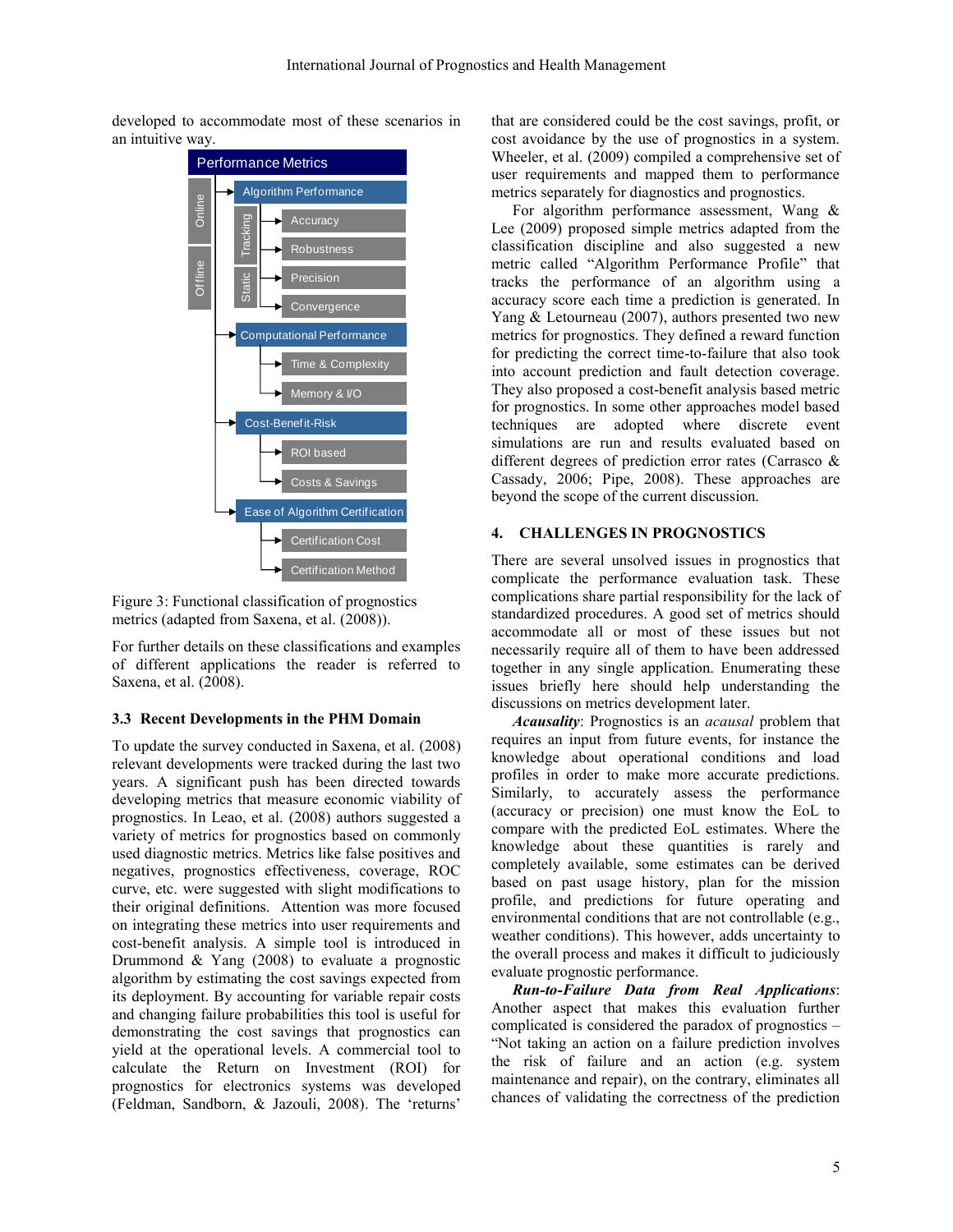developed to accommodate most of these scenarios in an intuitive way.

- Performance Metrics
  - Algorithm Performance (Online / Offline)
    - Tracking
      - Accuracy
      - Robustness
    - Static
      - Precision
      - Convergence
  - Computational Performance
    - Time & Complexity
    - Memory & I/O
  - Cost-Benefit-Risk
    - ROI based
    - Costs & Savings
  - Ease of Algorithm Certification
    - Certification Cost
    - Certification Method

Figure 3: Functional classification of prognostics metrics (adapted from Saxena, et al. (2008)).

For further details on these classifications and examples of different applications the reader is referred to Saxena, et al. (2008).

### 3.3 Recent Developments in the PHM Domain

To update the survey conducted in Saxena, et al. (2008) relevant developments were tracked during the last two years. A significant push has been directed towards developing metrics that measure economic viability of prognostics. In Leao, et al. (2008) authors suggested a variety of metrics for prognostics based on commonly used diagnostic metrics. Metrics like false positives and negatives, prognostics effectiveness, coverage, ROC curve, etc. were suggested with slight modifications to their original definitions. Attention was more focused on integrating these metrics into user requirements and cost-benefit analysis. A simple tool is introduced in Drummond & Yang (2008) to evaluate a prognostic algorithm by estimating the cost savings expected from its deployment. By accounting for variable repair costs and changing failure probabilities this tool is useful for demonstrating the cost savings that prognostics can yield at the operational levels. A commercial tool to calculate the Return on Investment (ROI) for prognostics for electronics systems was developed (Feldman, Sandborn, & Jazouli, 2008). The 'returns' that are considered could be the cost savings, profit, or cost avoidance by the use of prognostics in a system. Wheeler, et al. (2009) compiled a comprehensive set of user requirements and mapped them to performance metrics separately for diagnostics and prognostics.

For algorithm performance assessment, Wang & Lee (2009) proposed simple metrics adapted from the classification discipline and also suggested a new metric called "Algorithm Performance Profile" that tracks the performance of an algorithm using a accuracy score each time a prediction is generated. In Yang & Letourneau (2007), authors presented two new metrics for prognostics. They defined a reward function for predicting the correct time-to-failure that also took into account prediction and fault detection coverage. They also proposed a cost-benefit analysis based metric for prognostics. In some other approaches model based techniques are adopted where discrete event simulations are run and results evaluated based on different degrees of prediction error rates (Carrasco & Cassady, 2006; Pipe, 2008). These approaches are beyond the scope of the current discussion.

## 4. CHALLENGES IN PROGNOSTICS

There are several unsolved issues in prognostics that complicate the performance evaluation task. These complications share partial responsibility for the lack of standardized procedures. A good set of metrics should accommodate all or most of these issues but not necessarily require all of them to have been addressed together in any single application. Enumerating these issues briefly here should help understanding the discussions on metrics development later.

***Acausality***: Prognostics is an *acausal* problem that requires an input from future events, for instance the knowledge about operational conditions and load profiles in order to make more accurate predictions. Similarly, to accurately assess the performance (accuracy or precision) one must know the EoL to compare with the predicted EoL estimates. Where the knowledge about these quantities is rarely and completely available, some estimates can be derived based on past usage history, plan for the mission profile, and predictions for future operating and environmental conditions that are not controllable (e.g., weather conditions). This however, adds uncertainty to the overall process and makes it difficult to judiciously evaluate prognostic performance.

***Run-to-Failure Data from Real Applications***: Another aspect that makes this evaluation further complicated is considered the paradox of prognostics – "Not taking an action on a failure prediction involves the risk of failure and an action (e.g. system maintenance and repair), on the contrary, eliminates all chances of validating the correctness of the prediction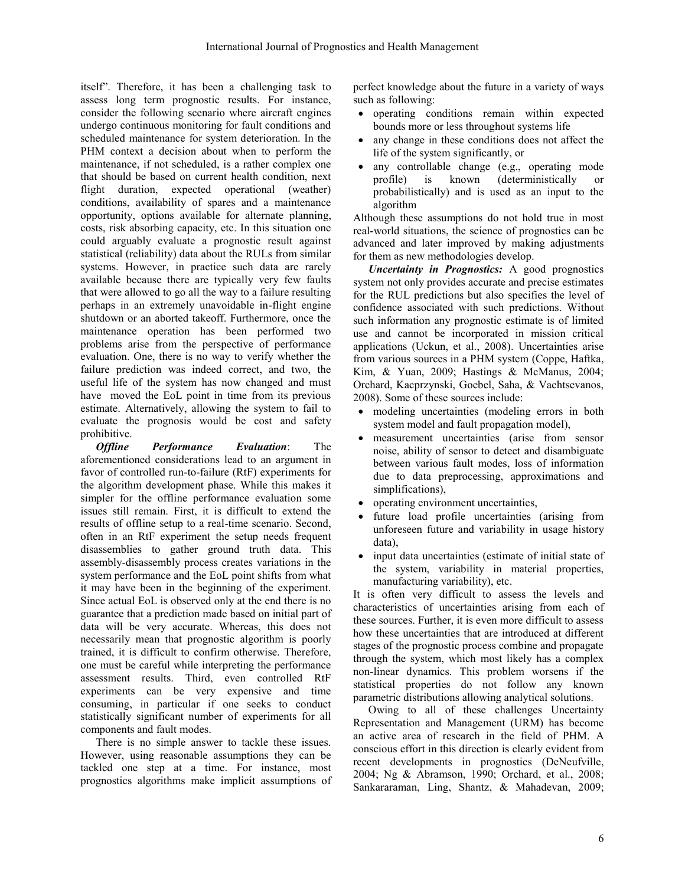itself". Therefore, it has been a challenging task to assess long term prognostic results. For instance, consider the following scenario where aircraft engines undergo continuous monitoring for fault conditions and scheduled maintenance for system deterioration. In the PHM context a decision about when to perform the maintenance, if not scheduled, is a rather complex one that should be based on current health condition, next flight duration, expected operational (weather) conditions, availability of spares and a maintenance opportunity, options available for alternate planning, costs, risk absorbing capacity, etc. In this situation one could arguably evaluate a prognostic result against statistical (reliability) data about the RULs from similar systems. However, in practice such data are rarely available because there are typically very few faults that were allowed to go all the way to a failure resulting perhaps in an extremely unavoidable in-flight engine shutdown or an aborted takeoff. Furthermore, once the maintenance operation has been performed two problems arise from the perspective of performance evaluation. One, there is no way to verify whether the failure prediction was indeed correct, and two, the useful life of the system has now changed and must have moved the EoL point in time from its previous estimate. Alternatively, allowing the system to fail to evaluate the prognosis would be cost and safety prohibitive.

***Offline Performance Evaluation***: The aforementioned considerations lead to an argument in favor of controlled run-to-failure (RtF) experiments for the algorithm development phase. While this makes it simpler for the offline performance evaluation some issues still remain. First, it is difficult to extend the results of offline setup to a real-time scenario. Second, often in an RtF experiment the setup needs frequent disassemblies to gather ground truth data. This assembly-disassembly process creates variations in the system performance and the EoL point shifts from what it may have been in the beginning of the experiment. Since actual EoL is observed only at the end there is no guarantee that a prediction made based on initial part of data will be very accurate. Whereas, this does not necessarily mean that prognostic algorithm is poorly trained, it is difficult to confirm otherwise. Therefore, one must be careful while interpreting the performance assessment results. Third, even controlled RtF experiments can be very expensive and time consuming, in particular if one seeks to conduct statistically significant number of experiments for all components and fault modes.

There is no simple answer to tackle these issues. However, using reasonable assumptions they can be tackled one step at a time. For instance, most prognostics algorithms make implicit assumptions of perfect knowledge about the future in a variety of ways such as following:

- operating conditions remain within expected bounds more or less throughout systems life
- any change in these conditions does not affect the life of the system significantly, or
- any controllable change (e.g., operating mode profile) is known (deterministically or probabilistically) and is used as an input to the algorithm

Although these assumptions do not hold true in most real-world situations, the science of prognostics can be advanced and later improved by making adjustments for them as new methodologies develop.

***Uncertainty in Prognostics:*** A good prognostics system not only provides accurate and precise estimates for the RUL predictions but also specifies the level of confidence associated with such predictions. Without such information any prognostic estimate is of limited use and cannot be incorporated in mission critical applications (Uckun, et al., 2008). Uncertainties arise from various sources in a PHM system (Coppe, Haftka, Kim, & Yuan, 2009; Hastings & McManus, 2004; Orchard, Kacprzynski, Goebel, Saha, & Vachtsevanos, 2008). Some of these sources include:

- modeling uncertainties (modeling errors in both system model and fault propagation model),
- measurement uncertainties (arise from sensor noise, ability of sensor to detect and disambiguate between various fault modes, loss of information due to data preprocessing, approximations and simplifications),
- operating environment uncertainties,
- future load profile uncertainties (arising from unforeseen future and variability in usage history data),
- input data uncertainties (estimate of initial state of the system, variability in material properties, manufacturing variability), etc.

It is often very difficult to assess the levels and characteristics of uncertainties arising from each of these sources. Further, it is even more difficult to assess how these uncertainties that are introduced at different stages of the prognostic process combine and propagate through the system, which most likely has a complex non-linear dynamics. This problem worsens if the statistical properties do not follow any known parametric distributions allowing analytical solutions.

Owing to all of these challenges Uncertainty Representation and Management (URM) has become an active area of research in the field of PHM. A conscious effort in this direction is clearly evident from recent developments in prognostics (DeNeufville, 2004; Ng & Abramson, 1990; Orchard, et al., 2008; Sankararaman, Ling, Shantz, & Mahadevan, 2009;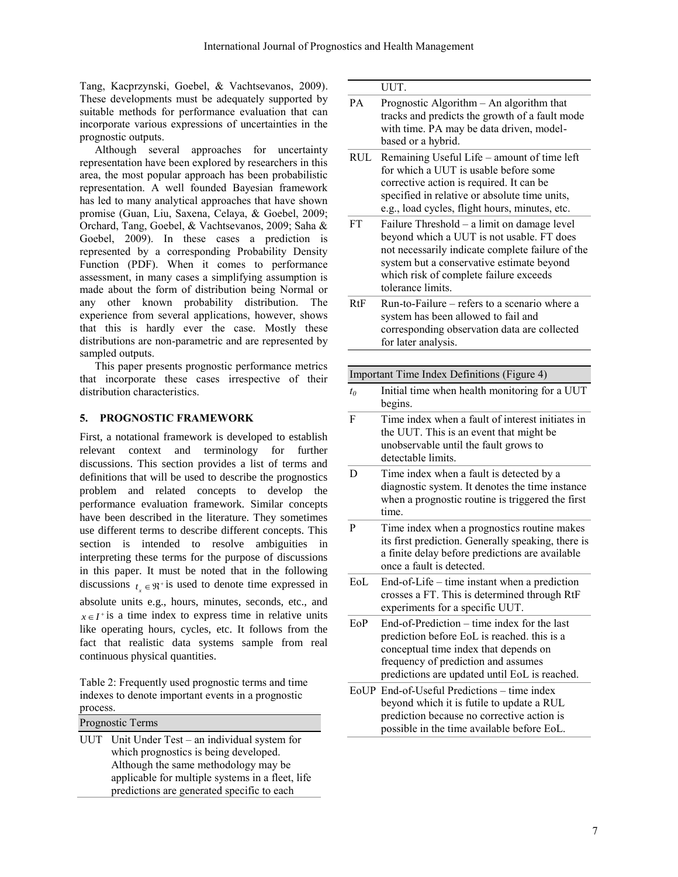Tang, Kacprzynski, Goebel, & Vachtsevanos, 2009). These developments must be adequately supported by suitable methods for performance evaluation that can incorporate various expressions of uncertainties in the prognostic outputs.

Although several approaches for uncertainty representation have been explored by researchers in this area, the most popular approach has been probabilistic representation. A well founded Bayesian framework has led to many analytical approaches that have shown promise (Guan, Liu, Saxena, Celaya, & Goebel, 2009; Orchard, Tang, Goebel, & Vachtsevanos, 2009; Saha & Goebel, 2009). In these cases a prediction is represented by a corresponding Probability Density Function (PDF). When it comes to performance assessment, in many cases a simplifying assumption is made about the form of distribution being Normal or any other known probability distribution. The experience from several applications, however, shows that this is hardly ever the case. Mostly these distributions are non-parametric and are represented by sampled outputs.

This paper presents prognostic performance metrics that incorporate these cases irrespective of their distribution characteristics.

## 5. PROGNOSTIC FRAMEWORK

First, a notational framework is developed to establish relevant context and terminology for further discussions. This section provides a list of terms and definitions that will be used to describe the prognostics problem and related concepts to develop the performance evaluation framework. Similar concepts have been described in the literature. They sometimes use different terms to describe different concepts. This section is intended to resolve ambiguities in interpreting these terms for the purpose of discussions in this paper. It must be noted that in the following discussions $t_x \in \Re^+$ is used to denote time expressed in absolute units e.g., hours, minutes, seconds, etc., and $x \in I^+$ is a time index to express time in relative units like operating hours, cycles, etc. It follows from the fact that realistic data systems sample from real continuous physical quantities.

Table 2: Frequently used prognostic terms and time indexes to denote important events in a prognostic process.

| Prognostic Terms | |
|---|---|
| UUT | Unit Under Test – an individual system for which prognostics is being developed. Although the same methodology may be applicable for multiple systems in a fleet, life predictions are generated specific to each UUT. |
| PA | Prognostic Algorithm – An algorithm that tracks and predicts the growth of a fault mode with time. PA may be data driven, model-based or a hybrid. |
| RUL | Remaining Useful Life – amount of time left for which a UUT is usable before some corrective action is required. It can be specified in relative or absolute time units, e.g., load cycles, flight hours, minutes, etc. |
| FT | Failure Threshold – a limit on damage level beyond which a UUT is not usable. FT does not necessarily indicate complete failure of the system but a conservative estimate beyond which risk of complete failure exceeds tolerance limits. |
| RtF | Run-to-Failure – refers to a scenario where a system has been allowed to fail and corresponding observation data are collected for later analysis. |

| Important Time Index Definitions (Figure 4) | |
|---|---|
| $t_0$ | Initial time when health monitoring for a UUT begins. |
| F | Time index when a fault of interest initiates in the UUT. This is an event that might be unobservable until the fault grows to detectable limits. |
| D | Time index when a fault is detected by a diagnostic system. It denotes the time instance when a prognostic routine is triggered the first time. |
| P | Time index when a prognostics routine makes its first prediction. Generally speaking, there is a finite delay before predictions are available once a fault is detected. |
| EoL | End-of-Life – time instant when a prediction crosses a FT. This is determined through RtF experiments for a specific UUT. |
| EoP | End-of-Prediction – time index for the last prediction before EoL is reached. this is a conceptual time index that depends on frequency of prediction and assumes predictions are updated until EoL is reached. |
| EoUP | End-of-Useful Predictions – time index beyond which it is futile to update a RUL prediction because no corrective action is possible in the time available before EoL. |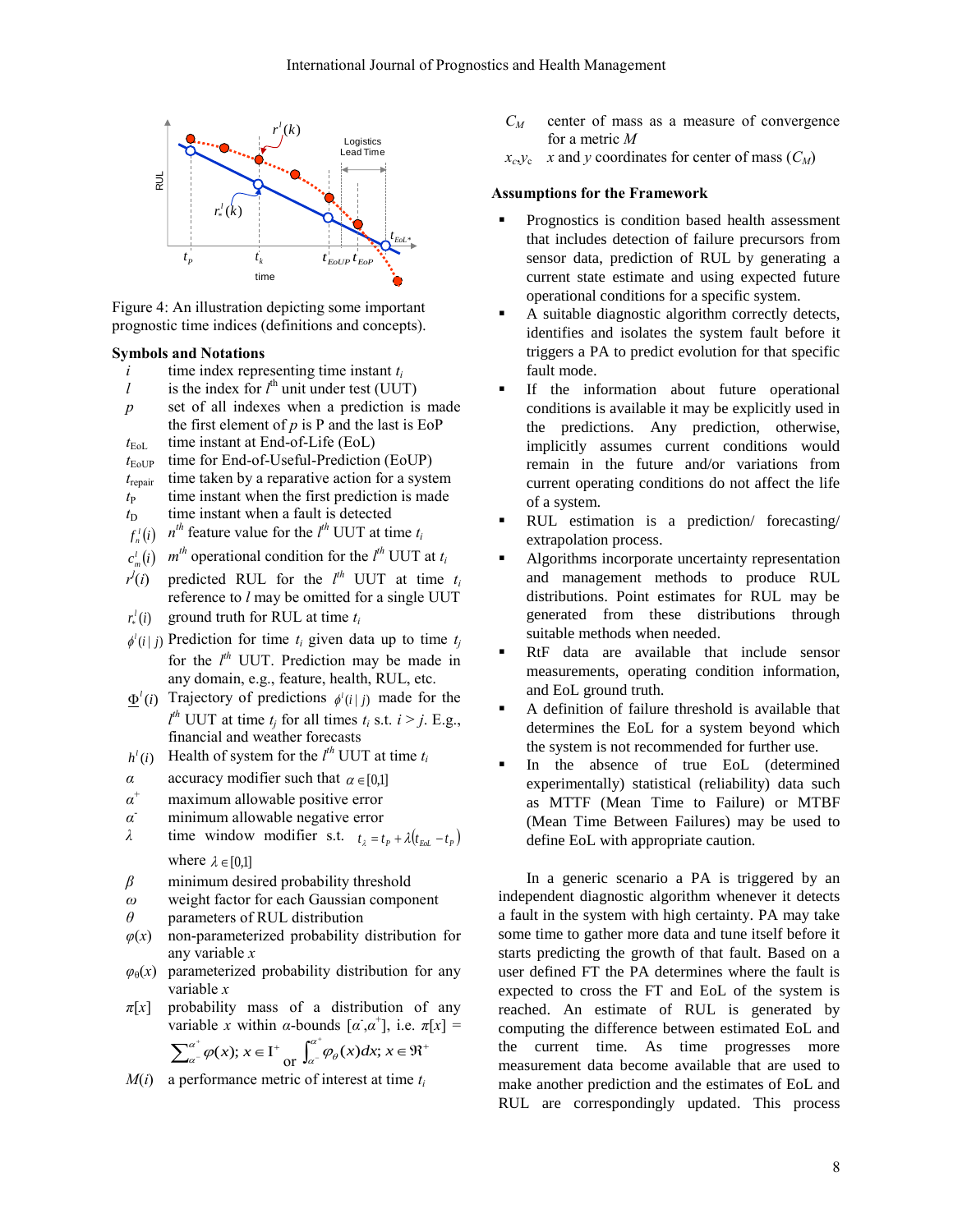Figure 4: An illustration depicting some important prognostic time indices (definitions and concepts).

### Symbols and Notations

- $i$ time index representing time instant $t_i$
- $l$ is the index for $l^{th}$ unit under test (UUT)
- $p$ set of all indexes when a prediction is made the first element of $p$ is P and the last is EoP
- $t_{\text{EoL}}$ time instant at End-of-Life (EoL)
- $t_{\text{EoUP}}$ time for End-of-Useful-Prediction (EoUP)
- $t_{\text{repair}}$ time taken by a reparative action for a system
- $t_{\text{P}}$ time instant when the first prediction is made
- $t_{\text{D}}$ time instant when a fault is detected
- $f_n^l(i)$ $n^{th}$ feature value for the $l^{th}$ UUT at time $t_i$
- $c_m^l(i)$ $m^{th}$ operational condition for the $l^{th}$ UUT at $t_i$
- $r^l(i)$ predicted RUL for the $l^{th}$ UUT at time $t_i$ reference to $l$ may be omitted for a single UUT
- $r_*^l(i)$ ground truth for RUL at time $t_i$
- $\phi^l(i\,|\,j)$ Prediction for time $t_i$ given data up to time $t_j$ for the $l^{th}$ UUT. Prediction may be made in any domain, e.g., feature, health, RUL, etc.
- $\underline{\Phi}^l(i)$ Trajectory of predictions $\phi^l(i\,|\,j)$ made for the $l^{th}$ UUT at time $t_j$ for all times $t_i$ s.t. $i > j$. E.g., financial and weather forecasts
- $h^l(i)$ Health of system for the $l^{th}$ UUT at time $t_i$
- $\alpha$ accuracy modifier such that $\alpha \in [0,1]$
- $\alpha^+$ maximum allowable positive error
- $\alpha^-$ minimum allowable negative error
- $\lambda$ time window modifier s.t. $t_\lambda = t_P + \lambda(t_{EoL} - t_P)$ where $\lambda \in [0,1]$
- $\beta$ minimum desired probability threshold
- $\omega$ weight factor for each Gaussian component
- $\theta$ parameters of RUL distribution
- $\varphi(x)$ non-parameterized probability distribution for any variable $x$
- $\varphi_\theta(x)$ parameterized probability distribution for any variable $x$
- $\pi[x]$ probability mass of a distribution of any variable $x$ within $\alpha$-bounds $[\alpha^-,\alpha^+]$, i.e. $\pi[x] = \sum_{\alpha^-}^{\alpha^+} \varphi(x);\ x \in \mathrm{I}^+$ or $\int_{\alpha^-}^{\alpha^+} \varphi_\theta(x)dx;\ x \in \Re^+$
- $M(i)$ a performance metric of interest at time $t_i$
- $C_M$ center of mass as a measure of convergence for a metric $M$
- $x_c, y_c$ $x$ and $y$ coordinates for center of mass ($C_M$)

### Assumptions for the Framework

- Prognostics is condition based health assessment that includes detection of failure precursors from sensor data, prediction of RUL by generating a current state estimate and using expected future operational conditions for a specific system.
- A suitable diagnostic algorithm correctly detects, identifies and isolates the system fault before it triggers a PA to predict evolution for that specific fault mode.
- If the information about future operational conditions is available it may be explicitly used in the predictions. Any prediction, otherwise, implicitly assumes current conditions would remain in the future and/or variations from current operating conditions do not affect the life of a system.
- RUL estimation is a prediction/ forecasting/ extrapolation process.
- Algorithms incorporate uncertainty representation and management methods to produce RUL distributions. Point estimates for RUL may be generated from these distributions through suitable methods when needed.
- RtF data are available that include sensor measurements, operating condition information, and EoL ground truth.
- A definition of failure threshold is available that determines the EoL for a system beyond which the system is not recommended for further use.
- In the absence of true EoL (determined experimentally) statistical (reliability) data such as MTTF (Mean Time to Failure) or MTBF (Mean Time Between Failures) may be used to define EoL with appropriate caution.

In a generic scenario a PA is triggered by an independent diagnostic algorithm whenever it detects a fault in the system with high certainty. PA may take some time to gather more data and tune itself before it starts predicting the growth of that fault. Based on a user defined FT the PA determines where the fault is expected to cross the FT and EoL of the system is reached. An estimate of RUL is generated by computing the difference between estimated EoL and the current time. As time progresses more measurement data become available that are used to make another prediction and the estimates of EoL and RUL are correspondingly updated. This process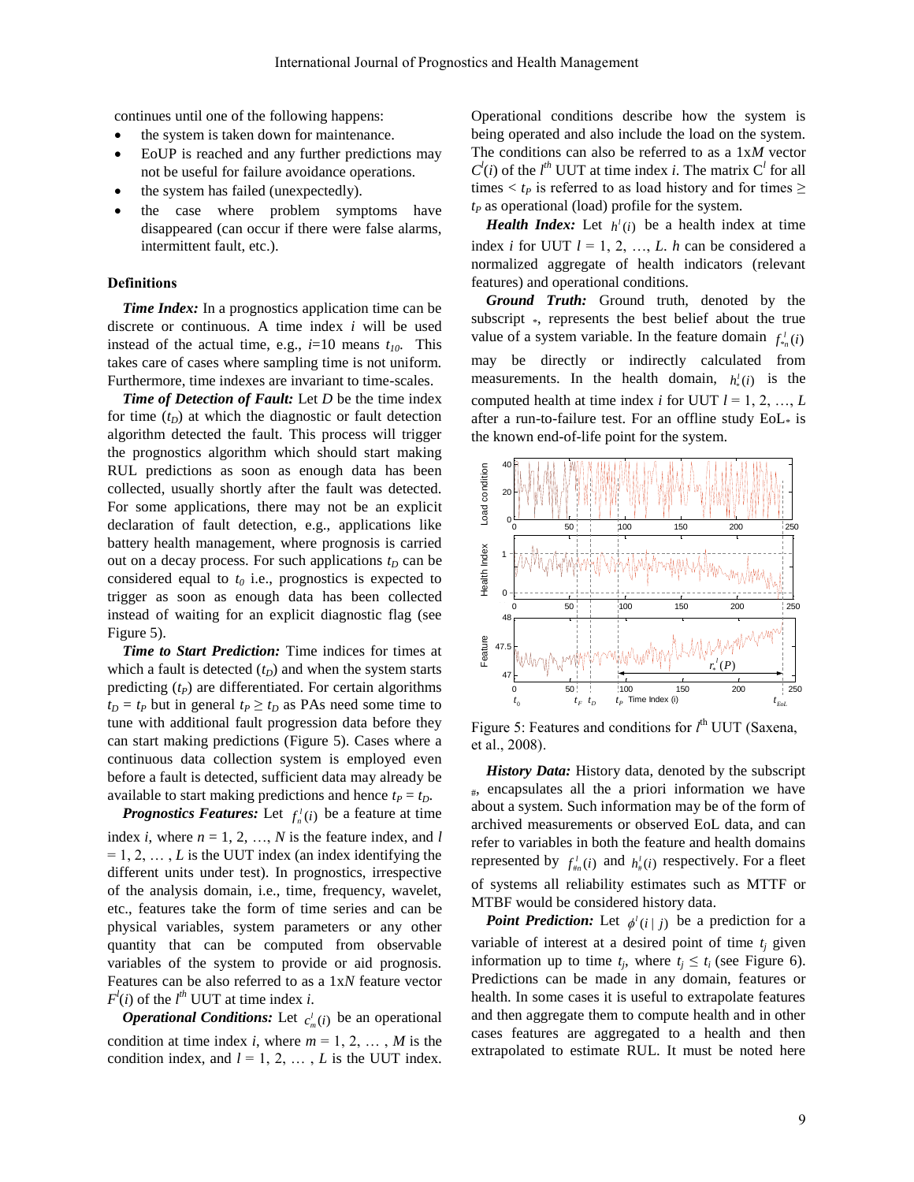continues until one of the following happens:

- the system is taken down for maintenance.
- EoUP is reached and any further predictions may not be useful for failure avoidance operations.
- the system has failed (unexpectedly).
- the case where problem symptoms have disappeared (can occur if there were false alarms, intermittent fault, etc.).

### Definitions

***Time Index:*** In a prognostics application time can be discrete or continuous. A time index $i$ will be used instead of the actual time, e.g., $i$=10 means $t_{10}$. This takes care of cases where sampling time is not uniform. Furthermore, time indexes are invariant to time-scales.

***Time of Detection of Fault:*** Let $D$ be the time index for time ($t_D$) at which the diagnostic or fault detection algorithm detected the fault. This process will trigger the prognostics algorithm which should start making RUL predictions as soon as enough data has been collected, usually shortly after the fault was detected. For some applications, there may not be an explicit declaration of fault detection, e.g., applications like battery health management, where prognosis is carried out on a decay process. For such applications $t_D$ can be considered equal to $t_0$ i.e., prognostics is expected to trigger as soon as enough data has been collected instead of waiting for an explicit diagnostic flag (see Figure 5).

***Time to Start Prediction:*** Time indices for times at which a fault is detected ($t_D$) and when the system starts predicting ($t_P$) are differentiated. For certain algorithms $t_D = t_P$ but in general $t_P \geq t_D$ as PAs need some time to tune with additional fault progression data before they can start making predictions (Figure 5). Cases where a continuous data collection system is employed even before a fault is detected, sufficient data may already be available to start making predictions and hence $t_P = t_D$.

***Prognostics Features:*** Let $f_n^l(i)$ be a feature at time index $i$, where $n = 1, 2, \ldots, N$ is the feature index, and $l = 1, 2, \ldots, L$ is the UUT index (an index identifying the different units under test). In prognostics, irrespective of the analysis domain, i.e., time, frequency, wavelet, etc., features take the form of time series and can be physical variables, system parameters or any other quantity that can be computed from observable variables of the system to provide or aid prognosis. Features can be also referred to as a 1x$N$ feature vector $F^l(i)$ of the $l^{th}$ UUT at time index $i$.

***Operational Conditions:*** Let $c_m^l(i)$ be an operational condition at time index $i$, where $m = 1, 2, \ldots, M$ is the condition index, and $l = 1, 2, \ldots, L$ is the UUT index. Operational conditions describe how the system is being operated and also include the load on the system. The conditions can also be referred to as a 1x$M$ vector $C^l(i)$ of the $l^{th}$ UUT at time index $i$. The matrix $C^l$ for all times $< t_P$ is referred to as load history and for times $\geq t_P$ as operational (load) profile for the system.

***Health Index:*** Let $h^l(i)$ be a health index at time index $i$ for UUT $l = 1, 2, \ldots, L$. $h$ can be considered a normalized aggregate of health indicators (relevant features) and operational conditions.

***Ground Truth:*** Ground truth, denoted by the subscript $_*$, represents the best belief about the true value of a system variable. In the feature domain $f_{*n}^l(i)$ may be directly or indirectly calculated from measurements. In the health domain, $h_*^l(i)$ is the computed health at time index $i$ for UUT $l = 1, 2, \ldots, L$ after a run-to-failure test. For an offline study EoL$_*$ is the known end-of-life point for the system.

Figure 5: Features and conditions for $l^{th}$ UUT (Saxena, et al., 2008).

***History Data:*** History data, denoted by the subscript $_\#$, encapsulates all the a priori information we have about a system. Such information may be of the form of archived measurements or observed EoL data, and can refer to variables in both the feature and health domains represented by $f_{\#n}^l(i)$ and $h_\#^l(i)$ respectively. For a fleet of systems all reliability estimates such as MTTF or MTBF would be considered history data.

***Point Prediction:*** Let $\phi^l(i \mid j)$ be a prediction for a variable of interest at a desired point of time $t_j$ given information up to time $t_j$, where $t_j \leq t_i$ (see Figure 6). Predictions can be made in any domain, features or health. In some cases it is useful to extrapolate features and then aggregate them to compute health and in other cases features are aggregated to a health and then extrapolated to estimate RUL. It must be noted here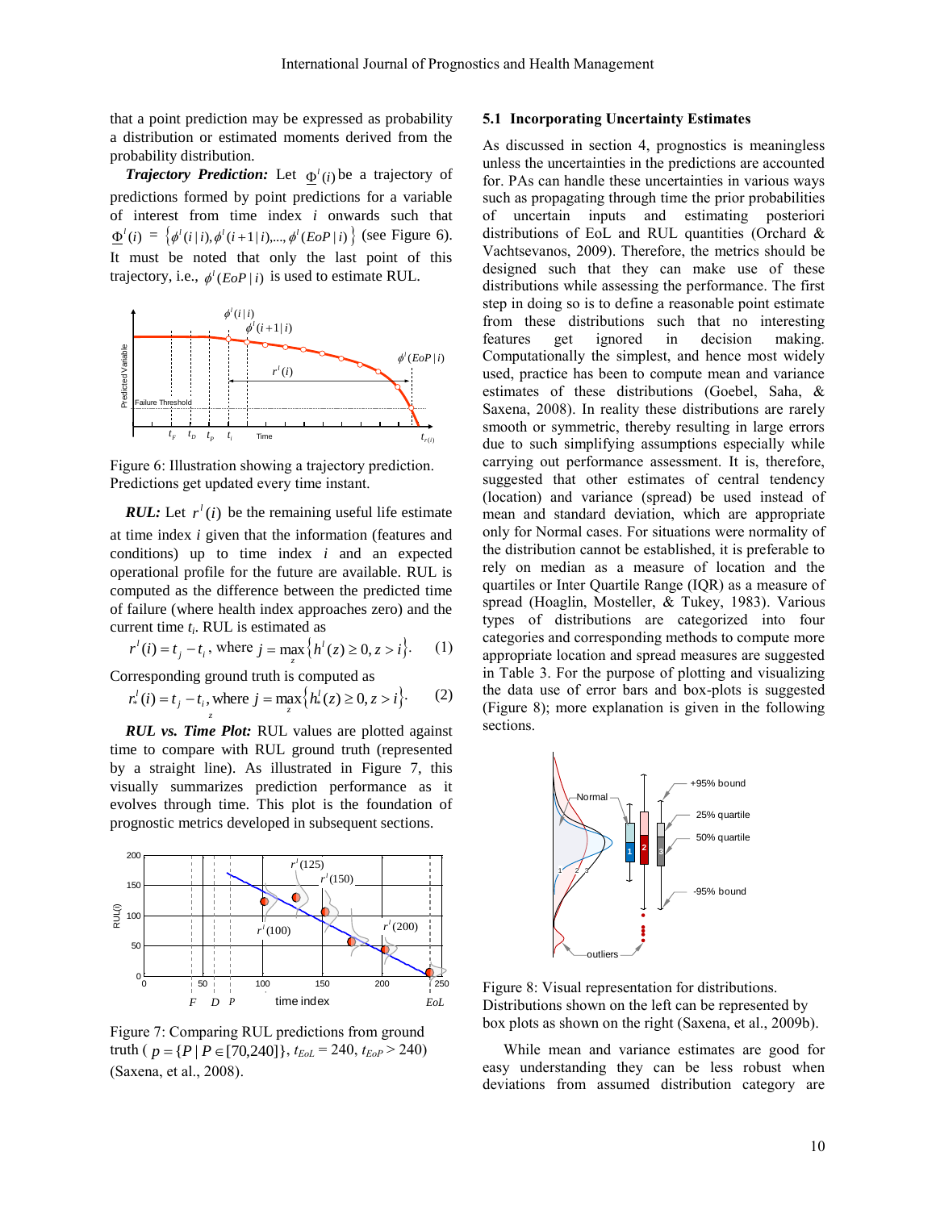that a point prediction may be expressed as probability a distribution or estimated moments derived from the probability distribution.

***Trajectory Prediction:*** Let $\underline{\Phi}^l(i)$ be a trajectory of predictions formed by point predictions for a variable of interest from time index $i$ onwards such that $\underline{\Phi}^l(i) = \{\phi^l(i|i), \phi^l(i+1|i), ..., \phi^l(EoP|i)\}$ (see Figure 6). It must be noted that only the last point of this trajectory, i.e., $\phi^l(EoP|i)$ is used to estimate RUL.

Figure 6: Illustration showing a trajectory prediction. Predictions get updated every time instant.

***RUL:*** Let $r^l(i)$ be the remaining useful life estimate at time index $i$ given that the information (features and conditions) up to time index $i$ and an expected operational profile for the future are available. RUL is computed as the difference between the predicted time of failure (where health index approaches zero) and the current time $t_i$. RUL is estimated as

$$r^l(i) = t_j - t_i \text{, where } j = \max_z \{h^l(z) \geq 0, z > i\}. \quad (1)$$

Corresponding ground truth is computed as

$$r_*^l(i) = t_j - t_i \text{, where } j = \max_z \{h_*^l(z) \geq 0, z > i\}. \quad (2)$$

***RUL vs. Time Plot:*** RUL values are plotted against time to compare with RUL ground truth (represented by a straight line). As illustrated in Figure 7, this visually summarizes prediction performance as it evolves through time. This plot is the foundation of prognostic metrics developed in subsequent sections.

Figure 7: Comparing RUL predictions from ground truth ( $p = \{P \mid P \in [70,240]\}$, $t_{EoL}$ = 240, $t_{EoP}$ > 240) (Saxena, et al., 2008).

### 5.1 Incorporating Uncertainty Estimates

As discussed in section 4, prognostics is meaningless unless the uncertainties in the predictions are accounted for. PAs can handle these uncertainties in various ways such as propagating through time the prior probabilities of uncertain inputs and estimating posteriori distributions of EoL and RUL quantities (Orchard & Vachtsevanos, 2009). Therefore, the metrics should be designed such that they can make use of these distributions while assessing the performance. The first step in doing so is to define a reasonable point estimate from these distributions such that no interesting features get ignored in decision making. Computationally the simplest, and hence most widely used, practice has been to compute mean and variance estimates of these distributions (Goebel, Saha, & Saxena, 2008). In reality these distributions are rarely smooth or symmetric, thereby resulting in large errors due to such simplifying assumptions especially while carrying out performance assessment. It is, therefore, suggested that other estimates of central tendency (location) and variance (spread) be used instead of mean and standard deviation, which are appropriate only for Normal cases. For situations were normality of the distribution cannot be established, it is preferable to rely on median as a measure of location and the quartiles or Inter Quartile Range (IQR) as a measure of spread (Hoaglin, Mosteller, & Tukey, 1983). Various types of distributions are categorized into four categories and corresponding methods to compute more appropriate location and spread measures are suggested in Table 3. For the purpose of plotting and visualizing the data use of error bars and box-plots is suggested (Figure 8); more explanation is given in the following sections.

Figure 8: Visual representation for distributions. Distributions shown on the left can be represented by box plots as shown on the right (Saxena, et al., 2009b).

While mean and variance estimates are good for easy understanding they can be less robust when deviations from assumed distribution category are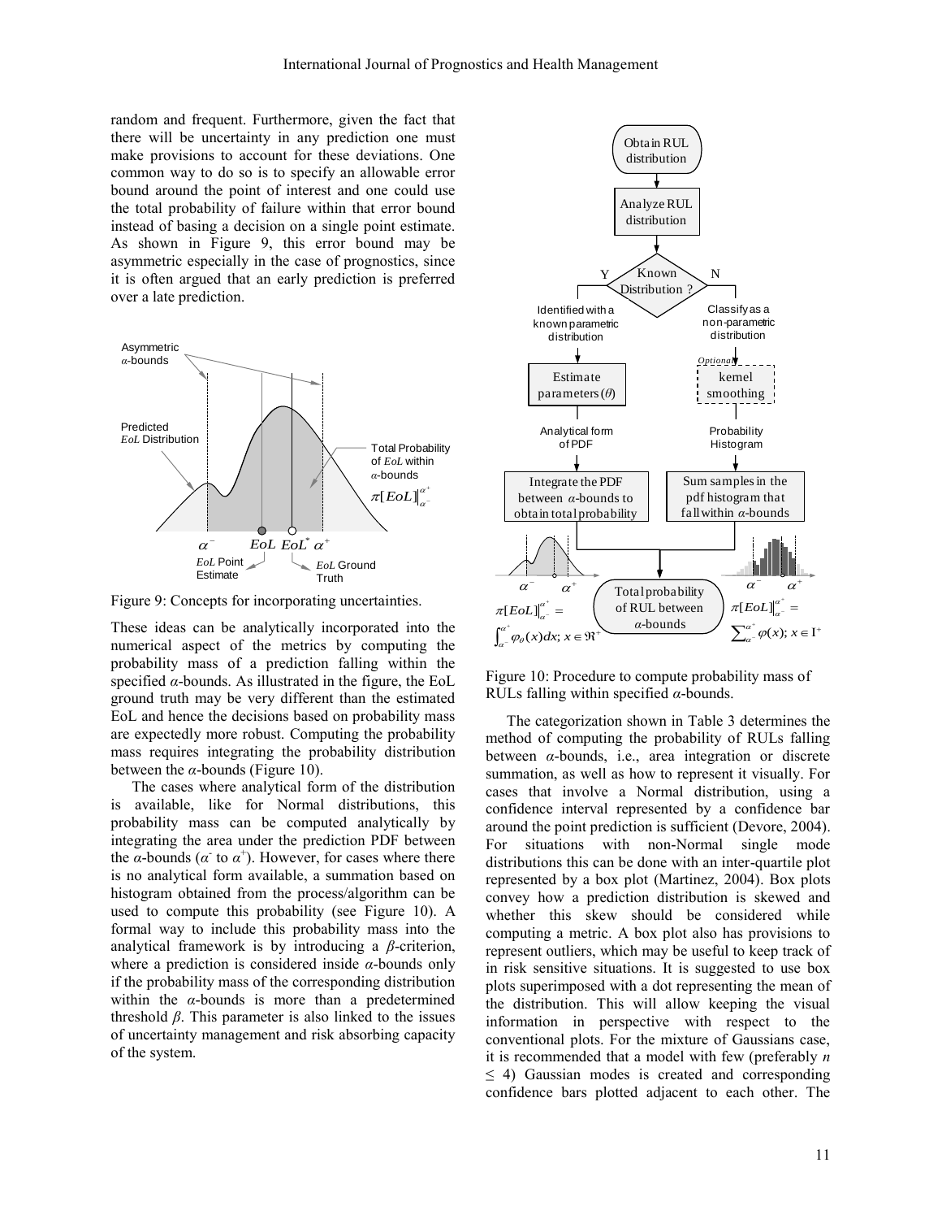random and frequent. Furthermore, given the fact that there will be uncertainty in any prediction one must make provisions to account for these deviations. One common way to do so is to specify an allowable error bound around the point of interest and one could use the total probability of failure within that error bound instead of basing a decision on a single point estimate. As shown in Figure 9, this error bound may be asymmetric especially in the case of prognostics, since it is often argued that an early prediction is preferred over a late prediction.

Figure 9: Concepts for incorporating uncertainties.

These ideas can be analytically incorporated into the numerical aspect of the metrics by computing the probability mass of a prediction falling within the specified $\alpha$-bounds. As illustrated in the figure, the EoL ground truth may be very different than the estimated EoL and hence the decisions based on probability mass are expectedly more robust. Computing the probability mass requires integrating the probability distribution between the $\alpha$-bounds (Figure 10).

The cases where analytical form of the distribution is available, like for Normal distributions, this probability mass can be computed analytically by integrating the area under the prediction PDF between the $\alpha$-bounds ($\alpha^-$ to $\alpha^+$). However, for cases where there is no analytical form available, a summation based on histogram obtained from the process/algorithm can be used to compute this probability (see Figure 10). A formal way to include this probability mass into the analytical framework is by introducing a $\beta$-criterion, where a prediction is considered inside $\alpha$-bounds only if the probability mass of the corresponding distribution within the $\alpha$-bounds is more than a predetermined threshold $\beta$. This parameter is also linked to the issues of uncertainty management and risk absorbing capacity of the system.

Figure 10: Procedure to compute probability mass of RULs falling within specified $\alpha$-bounds.

The categorization shown in Table 3 determines the method of computing the probability of RULs falling between $\alpha$-bounds, i.e., area integration or discrete summation, as well as how to represent it visually. For cases that involve a Normal distribution, using a confidence interval represented by a confidence bar around the point prediction is sufficient (Devore, 2004). For situations with non-Normal single mode distributions this can be done with an inter-quartile plot represented by a box plot (Martinez, 2004). Box plots convey how a prediction distribution is skewed and whether this skew should be considered while computing a metric. A box plot also has provisions to represent outliers, which may be useful to keep track of in risk sensitive situations. It is suggested to use box plots superimposed with a dot representing the mean of the distribution. This will allow keeping the visual information in perspective with respect to the conventional plots. For the mixture of Gaussians case, it is recommended that a model with few (preferably $n \leq 4$) Gaussian modes is created and corresponding confidence bars plotted adjacent to each other. The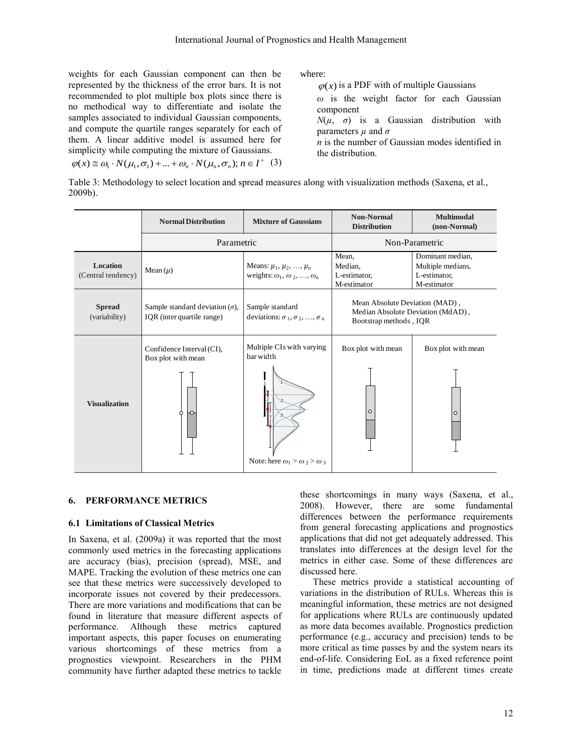weights for each Gaussian component can then be represented by the thickness of the error bars. It is not recommended to plot multiple box plots since there is no methodical way to differentiate and isolate the samples associated to individual Gaussian components, and compute the quartile ranges separately for each of them. A linear additive model is assumed here for simplicity while computing the mixture of Gaussians.

$$\varphi(x) \cong \omega_1 \cdot N(\mu_1, \sigma_1) + ... + \omega_n \cdot N(\mu_n, \sigma_n); n \in I^+ \quad (3)$$

where:

$\varphi(x)$ is a PDF with of multiple Gaussians

$\omega$ is the weight factor for each Gaussian component

$N(\mu, \sigma)$ is a Gaussian distribution with parameters $\mu$ and $\sigma$

$n$ is the number of Gaussian modes identified in the distribution.

Table 3: Methodology to select location and spread measures along with visualization methods (Saxena, et al., 2009b).

| | Normal Distribution | Mixture of Gaussians | Non-Normal Distribution | Multimodal (non-Normal) |
|---|---|---|---|---|
| | Parametric | | Non-Parametric | |
| **Location** (Central tendency) | Mean ($\mu$) | Means: $\mu_1, \mu_2, \ldots, \mu_n$ weights: $\omega_1, \omega_2, \ldots, \omega_n$ | Mean, Median, L-estimator, M-estimator | Dominant median, Multiple medians, L-estimator, M-estimator |
| **Spread** (variability) | Sample standard deviation ($\sigma$), IQR (inter quartile range) | Sample standard deviations: $\sigma_1, \sigma_2, \ldots, \sigma_n$ | Mean Absolute Deviation (MAD), Median Absolute Deviation (MdAD), Bootstrap methods, IQR | |
| **Visualization** | Confidence Interval (CI), Box plot with mean | Multiple CIs with varying bar width<br>Note: here $\omega_1 > \omega_2 > \omega_3$ | Box plot with mean | Box plot with mean |

## 6. PERFORMANCE METRICS

### 6.1 Limitations of Classical Metrics

In Saxena, et al. (2009a) it was reported that the most commonly used metrics in the forecasting applications are accuracy (bias), precision (spread), MSE, and MAPE. Tracking the evolution of these metrics one can see that these metrics were successively developed to incorporate issues not covered by their predecessors. There are more variations and modifications that can be found in literature that measure different aspects of performance. Although these metrics captured important aspects, this paper focuses on enumerating various shortcomings of these metrics from a prognostics viewpoint. Researchers in the PHM community have further adapted these metrics to tackle these shortcomings in many ways (Saxena, et al., 2008). However, there are some fundamental differences between the performance requirements from general forecasting applications and prognostics applications that did not get adequately addressed. This translates into differences at the design level for the metrics in either case. Some of these differences are discussed here.

These metrics provide a statistical accounting of variations in the distribution of RULs. Whereas this is meaningful information, these metrics are not designed for applications where RULs are continuously updated as more data becomes available. Prognostics prediction performance (e.g., accuracy and precision) tends to be more critical as time passes by and the system nears its end-of-life. Considering EoL as a fixed reference point in time, predictions made at different times create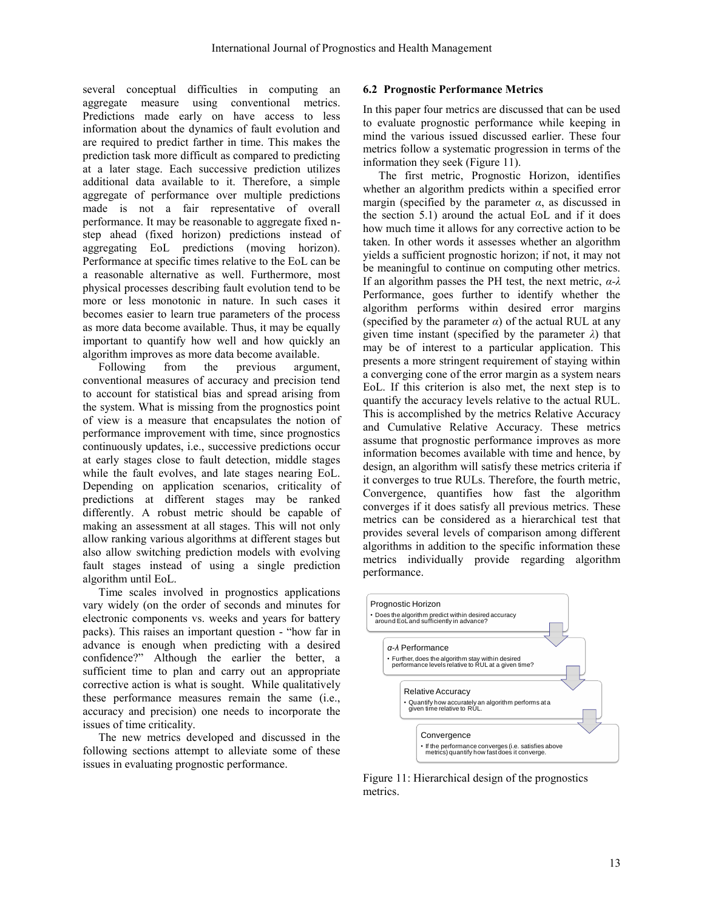several conceptual difficulties in computing an aggregate measure using conventional metrics. Predictions made early on have access to less information about the dynamics of fault evolution and are required to predict farther in time. This makes the prediction task more difficult as compared to predicting at a later stage. Each successive prediction utilizes additional data available to it. Therefore, a simple aggregate of performance over multiple predictions made is not a fair representative of overall performance. It may be reasonable to aggregate fixed n-step ahead (fixed horizon) predictions instead of aggregating EoL predictions (moving horizon). Performance at specific times relative to the EoL can be a reasonable alternative as well. Furthermore, most physical processes describing fault evolution tend to be more or less monotonic in nature. In such cases it becomes easier to learn true parameters of the process as more data become available. Thus, it may be equally important to quantify how well and how quickly an algorithm improves as more data become available.

Following from the previous argument, conventional measures of accuracy and precision tend to account for statistical bias and spread arising from the system. What is missing from the prognostics point of view is a measure that encapsulates the notion of performance improvement with time, since prognostics continuously updates, i.e., successive predictions occur at early stages close to fault detection, middle stages while the fault evolves, and late stages nearing EoL. Depending on application scenarios, criticality of predictions at different stages may be ranked differently. A robust metric should be capable of making an assessment at all stages. This will not only allow ranking various algorithms at different stages but also allow switching prediction models with evolving fault stages instead of using a single prediction algorithm until EoL.

Time scales involved in prognostics applications vary widely (on the order of seconds and minutes for electronic components vs. weeks and years for battery packs). This raises an important question - "how far in advance is enough when predicting with a desired confidence?" Although the earlier the better, a sufficient time to plan and carry out an appropriate corrective action is what is sought. While qualitatively these performance measures remain the same (i.e., accuracy and precision) one needs to incorporate the issues of time criticality.

The new metrics developed and discussed in the following sections attempt to alleviate some of these issues in evaluating prognostic performance.

### 6.2 Prognostic Performance Metrics

In this paper four metrics are discussed that can be used to evaluate prognostic performance while keeping in mind the various issued discussed earlier. These four metrics follow a systematic progression in terms of the information they seek (Figure 11).

The first metric, Prognostic Horizon, identifies whether an algorithm predicts within a specified error margin (specified by the parameter $\alpha$, as discussed in the section 5.1) around the actual EoL and if it does how much time it allows for any corrective action to be taken. In other words it assesses whether an algorithm yields a sufficient prognostic horizon; if not, it may not be meaningful to continue on computing other metrics. If an algorithm passes the PH test, the next metric, $\alpha$-$\lambda$ Performance, goes further to identify whether the algorithm performs within desired error margins (specified by the parameter $\alpha$) of the actual RUL at any given time instant (specified by the parameter $\lambda$) that may be of interest to a particular application. This presents a more stringent requirement of staying within a converging cone of the error margin as a system nears EoL. If this criterion is also met, the next step is to quantify the accuracy levels relative to the actual RUL. This is accomplished by the metrics Relative Accuracy and Cumulative Relative Accuracy. These metrics assume that prognostic performance improves as more information becomes available with time and hence, by design, an algorithm will satisfy these metrics criteria if it converges to true RULs. Therefore, the fourth metric, Convergence, quantifies how fast the algorithm converges if it does satisfy all previous metrics. These metrics can be considered as a hierarchical test that provides several levels of comparison among different algorithms in addition to the specific information these metrics individually provide regarding algorithm performance.

Prognostic Horizon
- Does the algorithm predict within desired accuracy around EoL and sufficiently in advance?

$\alpha$-$\lambda$ Performance
- Further, does the algorithm stay within desired performance levels relative to RUL at a given time?

Relative Accuracy
- Quantify how accurately an algorithm performs at a given time relative to RUL.

Convergence
- If the performance converges (i.e. satisfies above metrics) quantify how fast does it converge.

Figure 11: Hierarchical design of the prognostics metrics.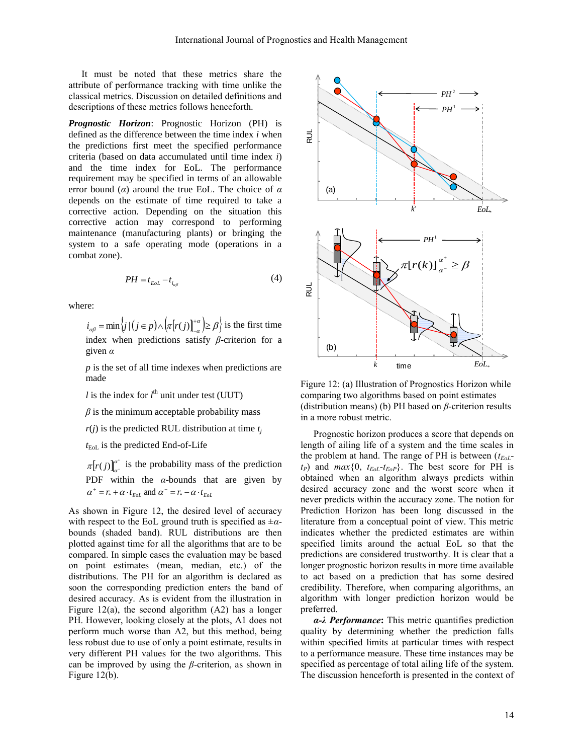It must be noted that these metrics share the attribute of performance tracking with time unlike the classical metrics. Discussion on detailed definitions and descriptions of these metrics follows henceforth.

***Prognostic Horizon***: Prognostic Horizon (PH) is defined as the difference between the time index $i$ when the predictions first meet the specified performance criteria (based on data accumulated until time index $i$) and the time index for EoL. The performance requirement may be specified in terms of an allowable error bound ($\alpha$) around the true EoL. The choice of $\alpha$ depends on the estimate of time required to take a corrective action. Depending on the situation this corrective action may correspond to performing maintenance (manufacturing plants) or bringing the system to a safe operating mode (operations in a combat zone).

$$PH = t_{EoL} - t_{i_{\alpha\beta}} \tag{4}$$

where:

$i_{\alpha\beta} = \min\left\{ j \mid (j \in p) \wedge \left( \pi[r(j)]_{-\alpha}^{+\alpha} \right) \geq \beta \right\}$ is the first time index when predictions satisfy $\beta$-criterion for a given $\alpha$

$p$ is the set of all time indexes when predictions are made

$l$ is the index for $l^{th}$ unit under test (UUT)

$\beta$ is the minimum acceptable probability mass

$r(j)$ is the predicted RUL distribution at time $t_j$

$t_{EoL}$ is the predicted End-of-Life

$\pi[r(j)]_{\alpha^-}^{\alpha^+}$ is the probability mass of the prediction PDF within the $\alpha$-bounds that are given by $\alpha^+ = r_* + \alpha \cdot t_{EoL}$ and $\alpha^- = r_* - \alpha \cdot t_{EoL}$

As shown in Figure 12, the desired level of accuracy with respect to the EoL ground truth is specified as $\pm\alpha$-bounds (shaded band). RUL distributions are then plotted against time for all the algorithms that are to be compared. In simple cases the evaluation may be based on point estimates (mean, median, etc.) of the distributions. The PH for an algorithm is declared as soon the corresponding prediction enters the band of desired accuracy. As is evident from the illustration in Figure 12(a), the second algorithm (A2) has a longer PH. However, looking closely at the plots, A1 does not perform much worse than A2, but this method, being less robust due to use of only a point estimate, results in very different PH values for the two algorithms. This can be improved by using the $\beta$-criterion, as shown in Figure 12(b).

Figure 12: (a) Illustration of Prognostics Horizon while comparing two algorithms based on point estimates (distribution means) (b) PH based on $\beta$-criterion results in a more robust metric.

Prognostic horizon produces a score that depends on length of ailing life of a system and the time scales in the problem at hand. The range of PH is between ($t_{EoL}$-$t_P$) and $max\{0, t_{EoL}$-$t_{EoP}\}$. The best score for PH is obtained when an algorithm always predicts within desired accuracy zone and the worst score when it never predicts within the accuracy zone. The notion for Prediction Horizon has been long discussed in the literature from a conceptual point of view. This metric indicates whether the predicted estimates are within specified limits around the actual EoL so that the predictions are considered trustworthy. It is clear that a longer prognostic horizon results in more time available to act based on a prediction that has some desired credibility. Therefore, when comparing algorithms, an algorithm with longer prediction horizon would be preferred.

***α-λ Performance***: This metric quantifies prediction quality by determining whether the prediction falls within specified limits at particular times with respect to a performance measure. These time instances may be specified as percentage of total ailing life of the system. The discussion henceforth is presented in the context of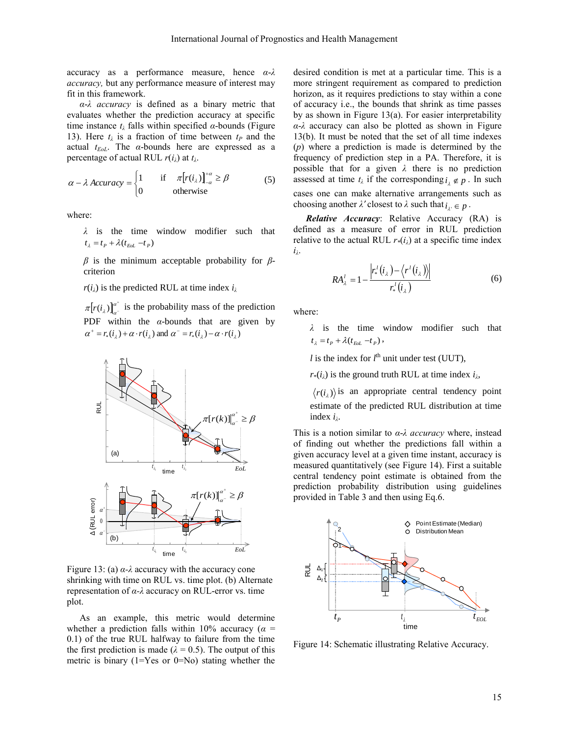accuracy as a performance measure, hence *α-λ accuracy,* but any performance measure of interest may fit in this framework.

*α-λ accuracy* is defined as a binary metric that evaluates whether the prediction accuracy at specific time instance $t_\lambda$ falls within specified *α*-bounds (Figure 13). Here $t_\lambda$ is a fraction of time between $t_P$ and the actual $t_{EoL}$. The *α*-bounds here are expressed as a percentage of actual RUL $r(i_\lambda)$ at $t_\lambda$.

$$\alpha - \lambda\ Accuracy = \begin{cases} 1 & \text{if} \quad \pi\left[r(i_\lambda)\right]_{-\alpha}^{+\alpha} \geq \beta \\ 0 & \text{otherwise} \end{cases} \tag{5}$$

where:

$\lambda$ is the time window modifier such that $t_\lambda = t_P + \lambda(t_{EoL} - t_P)$

$\beta$ is the minimum acceptable probability for $\beta$-criterion

$r(i_\lambda)$ is the predicted RUL at time index $i_\lambda$

$\pi\left[r(i_\lambda)\right]_{\alpha^-}^{\alpha^+}$ is the probability mass of the prediction PDF within the $\alpha$-bounds that are given by $\alpha^+ = r_*(i_\lambda) + \alpha \cdot r(i_\lambda)$ and $\alpha^- = r_*(i_\lambda) - \alpha \cdot r(i_\lambda)$

Figure 13: (a) *α-λ* accuracy with the accuracy cone shrinking with time on RUL vs. time plot. (b) Alternate representation of *α-λ* accuracy on RUL-error vs. time plot.

As an example, this metric would determine whether a prediction falls within 10% accuracy ($\alpha$ = 0.1) of the true RUL halfway to failure from the time the first prediction is made ($\lambda$ = 0.5). The output of this metric is binary (1=Yes or 0=No) stating whether the desired condition is met at a particular time. This is a more stringent requirement as compared to prediction horizon, as it requires predictions to stay within a cone of accuracy i.e., the bounds that shrink as time passes by as shown in Figure 13(a). For easier interpretability *α-λ* accuracy can also be plotted as shown in Figure 13(b). It must be noted that the set of all time indexes ($p$) where a prediction is made is determined by the frequency of prediction step in a PA. Therefore, it is possible that for a given $\lambda$ there is no prediction assessed at time $t_\lambda$ if the corresponding $i_\lambda \notin p$. In such cases one can make alternative arrangements such as choosing another $\lambda'$ closest to $\lambda$ such that $i_{\lambda'} \in p$.

***Relative Accuracy***: Relative Accuracy (RA) is defined as a measure of error in RUL prediction relative to the actual RUL $r_*(i_\lambda)$ at a specific time index $i_\lambda$.

$$RA_\lambda^l = 1 - \frac{\left| r_*^l(i_\lambda) - \left\langle r^l(i_\lambda) \right\rangle \right|}{r_*^l(i_\lambda)} \tag{6}$$

where:

$\lambda$ is the time window modifier such that $t_\lambda = t_P + \lambda(t_{EoL} - t_P)$,

$l$ is the index for $l^{\text{th}}$ unit under test (UUT),

$r_*(i_\lambda)$ is the ground truth RUL at time index $i_\lambda$,

$\left\langle r(i_\lambda) \right\rangle$ is an appropriate central tendency point estimate of the predicted RUL distribution at time index $i_\lambda$.

This is a notion similar to *α-λ accuracy* where, instead of finding out whether the predictions fall within a given accuracy level at a given time instant, accuracy is measured quantitatively (see Figure 14). First a suitable central tendency point estimate is obtained from the prediction probability distribution using guidelines provided in Table 3 and then using Eq.6.

Figure 14: Schematic illustrating Relative Accuracy.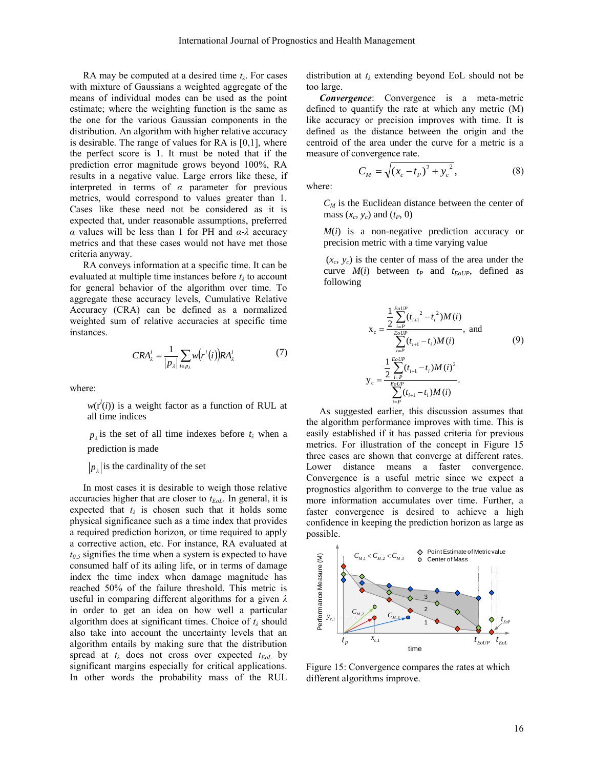RA may be computed at a desired time $t_\lambda$. For cases with mixture of Gaussians a weighted aggregate of the means of individual modes can be used as the point estimate; where the weighting function is the same as the one for the various Gaussian components in the distribution. An algorithm with higher relative accuracy is desirable. The range of values for RA is [0,1], where the perfect score is 1. It must be noted that if the prediction error magnitude grows beyond 100%, RA results in a negative value. Large errors like these, if interpreted in terms of $\alpha$ parameter for previous metrics, would correspond to values greater than 1. Cases like these need not be considered as it is expected that, under reasonable assumptions, preferred $\alpha$ values will be less than 1 for PH and $\alpha$-$\lambda$ accuracy metrics and that these cases would not have met those criteria anyway.

RA conveys information at a specific time. It can be evaluated at multiple time instances before $t_\lambda$ to account for general behavior of the algorithm over time. To aggregate these accuracy levels, Cumulative Relative Accuracy (CRA) can be defined as a normalized weighted sum of relative accuracies at specific time instances.

$$CRA_\lambda^l = \frac{1}{|p_\lambda|} \sum_{i \in p_\lambda} w\left(r^l(i)\right) RA_\lambda^l \tag{7}$$

where:

$w(r^l(i))$ is a weight factor as a function of RUL at all time indices

$p_\lambda$ is the set of all time indexes before $t_\lambda$ when a prediction is made

$|p_\lambda|$ is the cardinality of the set

In most cases it is desirable to weigh those relative accuracies higher that are closer to $t_{EoL}$. In general, it is expected that $t_\lambda$ is chosen such that it holds some physical significance such as a time index that provides a required prediction horizon, or time required to apply a corrective action, etc. For instance, RA evaluated at $t_{0.5}$ signifies the time when a system is expected to have consumed half of its ailing life, or in terms of damage index the time index when damage magnitude has reached 50% of the failure threshold. This metric is useful in comparing different algorithms for a given $\lambda$ in order to get an idea on how well a particular algorithm does at significant times. Choice of $t_\lambda$ should also take into account the uncertainty levels that an algorithm entails by making sure that the distribution spread at $t_\lambda$ does not cross over expected $t_{EoL}$ by significant margins especially for critical applications. In other words the probability mass of the RUL distribution at $t_\lambda$ extending beyond EoL should not be too large.

***Convergence***: Convergence is a meta-metric defined to quantify the rate at which any metric (M) like accuracy or precision improves with time. It is defined as the distance between the origin and the centroid of the area under the curve for a metric is a measure of convergence rate.

$$C_M = \sqrt{(x_c - t_P)^2 + y_c^{\;2}}, \tag{8}$$

where:

$C_M$ is the Euclidean distance between the center of mass $(x_c, y_c)$ and $(t_P, 0)$

$M(i)$ is a non-negative prediction accuracy or precision metric with a time varying value

$(x_c, y_c)$ is the center of mass of the area under the curve $M(i)$ between $t_P$ and $t_{EoUP}$, defined as following

$$x_c = \frac{\frac{1}{2}\sum_{i=P}^{EoUP}(t_{i+1}^{\;2} - t_i^{\;2})M(i)}{\sum_{i=P}^{EoUP}(t_{i+1} - t_i)M(i)}, \text{ and}$$
$$y_c = \frac{\frac{1}{2}\sum_{i=P}^{EoUP}(t_{i+1} - t_i)M(i)^2}{\sum_{i=P}^{EoUP}(t_{i+1} - t_i)M(i)}. \tag{9}$$

As suggested earlier, this discussion assumes that the algorithm performance improves with time. This is easily established if it has passed criteria for previous metrics. For illustration of the concept in Figure 15 three cases are shown that converge at different rates. Lower distance means a faster convergence. Convergence is a useful metric since we expect a prognostics algorithm to converge to the true value as more information accumulates over time. Further, a faster convergence is desired to achieve a high confidence in keeping the prediction horizon as large as possible.

Figure 15: Convergence compares the rates at which different algorithms improve.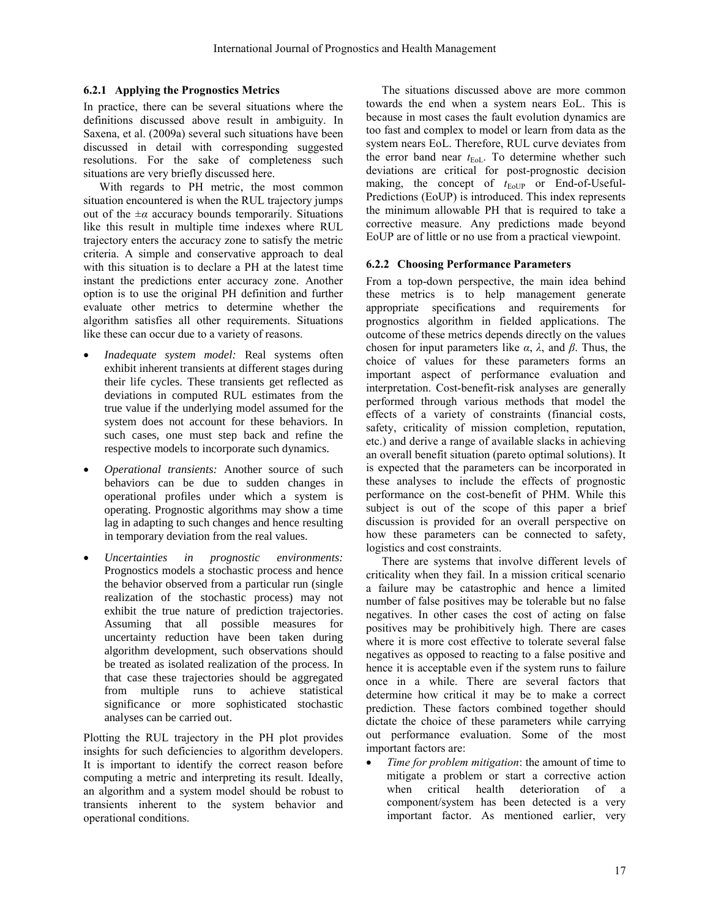### 6.2.1 Applying the Prognostics Metrics

In practice, there can be several situations where the definitions discussed above result in ambiguity. In Saxena, et al. (2009a) several such situations have been discussed in detail with corresponding suggested resolutions. For the sake of completeness such situations are very briefly discussed here.

With regards to PH metric, the most common situation encountered is when the RUL trajectory jumps out of the $\pm\alpha$ accuracy bounds temporarily. Situations like this result in multiple time indexes where RUL trajectory enters the accuracy zone to satisfy the metric criteria. A simple and conservative approach to deal with this situation is to declare a PH at the latest time instant the predictions enter accuracy zone. Another option is to use the original PH definition and further evaluate other metrics to determine whether the algorithm satisfies all other requirements. Situations like these can occur due to a variety of reasons.

- *Inadequate system model:* Real systems often exhibit inherent transients at different stages during their life cycles. These transients get reflected as deviations in computed RUL estimates from the true value if the underlying model assumed for the system does not account for these behaviors. In such cases, one must step back and refine the respective models to incorporate such dynamics.
- *Operational transients:* Another source of such behaviors can be due to sudden changes in operational profiles under which a system is operating. Prognostic algorithms may show a time lag in adapting to such changes and hence resulting in temporary deviation from the real values.
- *Uncertainties in prognostic environments:* Prognostics models a stochastic process and hence the behavior observed from a particular run (single realization of the stochastic process) may not exhibit the true nature of prediction trajectories. Assuming that all possible measures for uncertainty reduction have been taken during algorithm development, such observations should be treated as isolated realization of the process. In that case these trajectories should be aggregated from multiple runs to achieve statistical significance or more sophisticated stochastic analyses can be carried out.

Plotting the RUL trajectory in the PH plot provides insights for such deficiencies to algorithm developers. It is important to identify the correct reason before computing a metric and interpreting its result. Ideally, an algorithm and a system model should be robust to transients inherent to the system behavior and operational conditions.

The situations discussed above are more common towards the end when a system nears EoL. This is because in most cases the fault evolution dynamics are too fast and complex to model or learn from data as the system nears EoL. Therefore, RUL curve deviates from the error band near $t_{EoL}$. To determine whether such deviations are critical for post-prognostic decision making, the concept of $t_{EoUP}$ or End-of-Useful-Predictions (EoUP) is introduced. This index represents the minimum allowable PH that is required to take a corrective measure. Any predictions made beyond EoUP are of little or no use from a practical viewpoint.

### 6.2.2 Choosing Performance Parameters

From a top-down perspective, the main idea behind these metrics is to help management generate appropriate specifications and requirements for prognostics algorithm in fielded applications. The outcome of these metrics depends directly on the values chosen for input parameters like $\alpha$, $\lambda$, and $\beta$. Thus, the choice of values for these parameters forms an important aspect of performance evaluation and interpretation. Cost-benefit-risk analyses are generally performed through various methods that model the effects of a variety of constraints (financial costs, safety, criticality of mission completion, reputation, etc.) and derive a range of available slacks in achieving an overall benefit situation (pareto optimal solutions). It is expected that the parameters can be incorporated in these analyses to include the effects of prognostic performance on the cost-benefit of PHM. While this subject is out of the scope of this paper a brief discussion is provided for an overall perspective on how these parameters can be connected to safety, logistics and cost constraints.

There are systems that involve different levels of criticality when they fail. In a mission critical scenario a failure may be catastrophic and hence a limited number of false positives may be tolerable but no false negatives. In other cases the cost of acting on false positives may be prohibitively high. There are cases where it is more cost effective to tolerate several false negatives as opposed to reacting to a false positive and hence it is acceptable even if the system runs to failure once in a while. There are several factors that determine how critical it may be to make a correct prediction. These factors combined together should dictate the choice of these parameters while carrying out performance evaluation. Some of the most important factors are:

- *Time for problem mitigation*: the amount of time to mitigate a problem or start a corrective action when critical health deterioration of a component/system has been detected is a very important factor. As mentioned earlier, very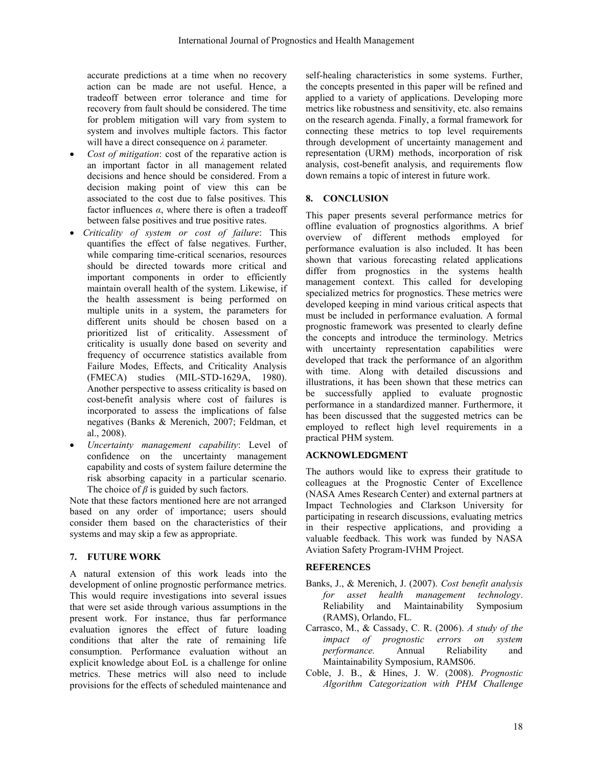accurate predictions at a time when no recovery action can be made are not useful. Hence, a tradeoff between error tolerance and time for recovery from fault should be considered. The time for problem mitigation will vary from system to system and involves multiple factors. This factor will have a direct consequence on $\lambda$ parameter.

- *Cost of mitigation*: cost of the reparative action is an important factor in all management related decisions and hence should be considered. From a decision making point of view this can be associated to the cost due to false positives. This factor influences $\alpha$, where there is often a tradeoff between false positives and true positive rates.
- *Criticality of system or cost of failure*: This quantifies the effect of false negatives. Further, while comparing time-critical scenarios, resources should be directed towards more critical and important components in order to efficiently maintain overall health of the system. Likewise, if the health assessment is being performed on multiple units in a system, the parameters for different units should be chosen based on a prioritized list of criticality. Assessment of criticality is usually done based on severity and frequency of occurrence statistics available from Failure Modes, Effects, and Criticality Analysis (FMECA) studies (MIL-STD-1629A, 1980). Another perspective to assess criticality is based on cost-benefit analysis where cost of failures is incorporated to assess the implications of false negatives (Banks & Merenich, 2007; Feldman, et al., 2008).
- *Uncertainty management capability*: Level of confidence on the uncertainty management capability and costs of system failure determine the risk absorbing capacity in a particular scenario. The choice of $\beta$ is guided by such factors.

Note that these factors mentioned here are not arranged based on any order of importance; users should consider them based on the characteristics of their systems and may skip a few as appropriate.

## 7. FUTURE WORK

A natural extension of this work leads into the development of online prognostic performance metrics. This would require investigations into several issues that were set aside through various assumptions in the present work. For instance, thus far performance evaluation ignores the effect of future loading conditions that alter the rate of remaining life consumption. Performance evaluation without an explicit knowledge about EoL is a challenge for online metrics. These metrics will also need to include provisions for the effects of scheduled maintenance and self-healing characteristics in some systems. Further, the concepts presented in this paper will be refined and applied to a variety of applications. Developing more metrics like robustness and sensitivity, etc. also remains on the research agenda. Finally, a formal framework for connecting these metrics to top level requirements through development of uncertainty management and representation (URM) methods, incorporation of risk analysis, cost-benefit analysis, and requirements flow down remains a topic of interest in future work.

## 8. CONCLUSION

This paper presents several performance metrics for offline evaluation of prognostics algorithms. A brief overview of different methods employed for performance evaluation is also included. It has been shown that various forecasting related applications differ from prognostics in the systems health management context. This called for developing specialized metrics for prognostics. These metrics were developed keeping in mind various critical aspects that must be included in performance evaluation. A formal prognostic framework was presented to clearly define the concepts and introduce the terminology. Metrics with uncertainty representation capabilities were developed that track the performance of an algorithm with time. Along with detailed discussions and illustrations, it has been shown that these metrics can be successfully applied to evaluate prognostic performance in a standardized manner. Furthermore, it has been discussed that the suggested metrics can be employed to reflect high level requirements in a practical PHM system.

## ACKNOWLEDGMENT

The authors would like to express their gratitude to colleagues at the Prognostic Center of Excellence (NASA Ames Research Center) and external partners at Impact Technologies and Clarkson University for participating in research discussions, evaluating metrics in their respective applications, and providing a valuable feedback. This work was funded by NASA Aviation Safety Program-IVHM Project.

## REFERENCES

Banks, J., & Merenich, J. (2007). *Cost benefit analysis for asset health management technology*. Reliability and Maintainability Symposium (RAMS), Orlando, FL.

Carrasco, M., & Cassady, C. R. (2006). *A study of the impact of prognostic errors on system performance.* Annual Reliability and Maintainability Symposium, RAMS06.

Coble, J. B., & Hines, J. W. (2008). *Prognostic Algorithm Categorization with PHM Challenge*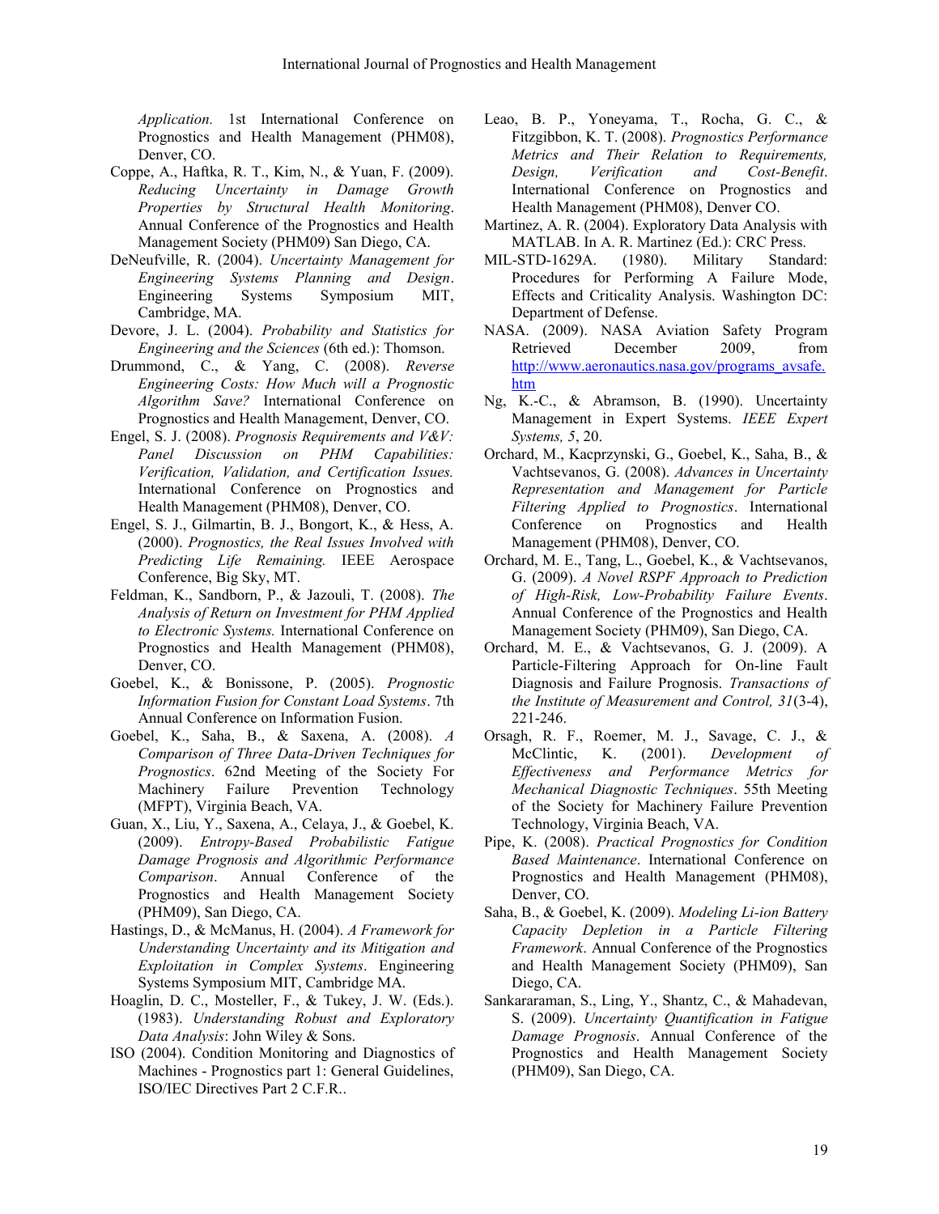*Application.* 1st International Conference on Prognostics and Health Management (PHM08), Denver, CO.

Coppe, A., Haftka, R. T., Kim, N., & Yuan, F. (2009). *Reducing Uncertainty in Damage Growth Properties by Structural Health Monitoring*. Annual Conference of the Prognostics and Health Management Society (PHM09) San Diego, CA.

DeNeufville, R. (2004). *Uncertainty Management for Engineering Systems Planning and Design*. Engineering Systems Symposium MIT, Cambridge, MA.

Devore, J. L. (2004). *Probability and Statistics for Engineering and the Sciences* (6th ed.): Thomson.

Drummond, C., & Yang, C. (2008). *Reverse Engineering Costs: How Much will a Prognostic Algorithm Save?* International Conference on Prognostics and Health Management, Denver, CO.

Engel, S. J. (2008). *Prognosis Requirements and V&V: Panel Discussion on PHM Capabilities: Verification, Validation, and Certification Issues.* International Conference on Prognostics and Health Management (PHM08), Denver, CO.

Engel, S. J., Gilmartin, B. J., Bongort, K., & Hess, A. (2000). *Prognostics, the Real Issues Involved with Predicting Life Remaining.* IEEE Aerospace Conference, Big Sky, MT.

Feldman, K., Sandborn, P., & Jazouli, T. (2008). *The Analysis of Return on Investment for PHM Applied to Electronic Systems.* International Conference on Prognostics and Health Management (PHM08), Denver, CO.

Goebel, K., & Bonissone, P. (2005). *Prognostic Information Fusion for Constant Load Systems*. 7th Annual Conference on Information Fusion.

Goebel, K., Saha, B., & Saxena, A. (2008). *A Comparison of Three Data-Driven Techniques for Prognostics*. 62nd Meeting of the Society For Machinery Failure Prevention Technology (MFPT), Virginia Beach, VA.

Guan, X., Liu, Y., Saxena, A., Celaya, J., & Goebel, K. (2009). *Entropy-Based Probabilistic Fatigue Damage Prognosis and Algorithmic Performance Comparison*. Annual Conference of the Prognostics and Health Management Society (PHM09), San Diego, CA.

Hastings, D., & McManus, H. (2004). *A Framework for Understanding Uncertainty and its Mitigation and Exploitation in Complex Systems*. Engineering Systems Symposium MIT, Cambridge MA.

Hoaglin, D. C., Mosteller, F., & Tukey, J. W. (Eds.). (1983). *Understanding Robust and Exploratory Data Analysis*: John Wiley & Sons.

ISO (2004). Condition Monitoring and Diagnostics of Machines - Prognostics part 1: General Guidelines, ISO/IEC Directives Part 2 C.F.R..

Leao, B. P., Yoneyama, T., Rocha, G. C., & Fitzgibbon, K. T. (2008). *Prognostics Performance Metrics and Their Relation to Requirements, Design, Verification and Cost-Benefit*. International Conference on Prognostics and Health Management (PHM08), Denver CO.

Martinez, A. R. (2004). Exploratory Data Analysis with MATLAB. In A. R. Martinez (Ed.): CRC Press.

MIL-STD-1629A. (1980). Military Standard: Procedures for Performing A Failure Mode, Effects and Criticality Analysis. Washington DC: Department of Defense.

NASA. (2009). NASA Aviation Safety Program Retrieved December 2009, from http://www.aeronautics.nasa.gov/programs_avsafe.htm

Ng, K.-C., & Abramson, B. (1990). Uncertainty Management in Expert Systems. *IEEE Expert Systems, 5*, 20.

Orchard, M., Kacprzynski, G., Goebel, K., Saha, B., & Vachtsevanos, G. (2008). *Advances in Uncertainty Representation and Management for Particle Filtering Applied to Prognostics*. International Conference on Prognostics and Health Management (PHM08), Denver, CO.

Orchard, M. E., Tang, L., Goebel, K., & Vachtsevanos, G. (2009). *A Novel RSPF Approach to Prediction of High-Risk, Low-Probability Failure Events*. Annual Conference of the Prognostics and Health Management Society (PHM09), San Diego, CA.

Orchard, M. E., & Vachtsevanos, G. J. (2009). A Particle-Filtering Approach for On-line Fault Diagnosis and Failure Prognosis. *Transactions of the Institute of Measurement and Control, 31*(3-4), 221-246.

Orsagh, R. F., Roemer, M. J., Savage, C. J., & McClintic, K. (2001). *Development of Effectiveness and Performance Metrics for Mechanical Diagnostic Techniques*. 55th Meeting of the Society for Machinery Failure Prevention Technology, Virginia Beach, VA.

Pipe, K. (2008). *Practical Prognostics for Condition Based Maintenance*. International Conference on Prognostics and Health Management (PHM08), Denver, CO.

Saha, B., & Goebel, K. (2009). *Modeling Li-ion Battery Capacity Depletion in a Particle Filtering Framework*. Annual Conference of the Prognostics and Health Management Society (PHM09), San Diego, CA.

Sankararaman, S., Ling, Y., Shantz, C., & Mahadevan, S. (2009). *Uncertainty Quantification in Fatigue Damage Prognosis*. Annual Conference of the Prognostics and Health Management Society (PHM09), San Diego, CA.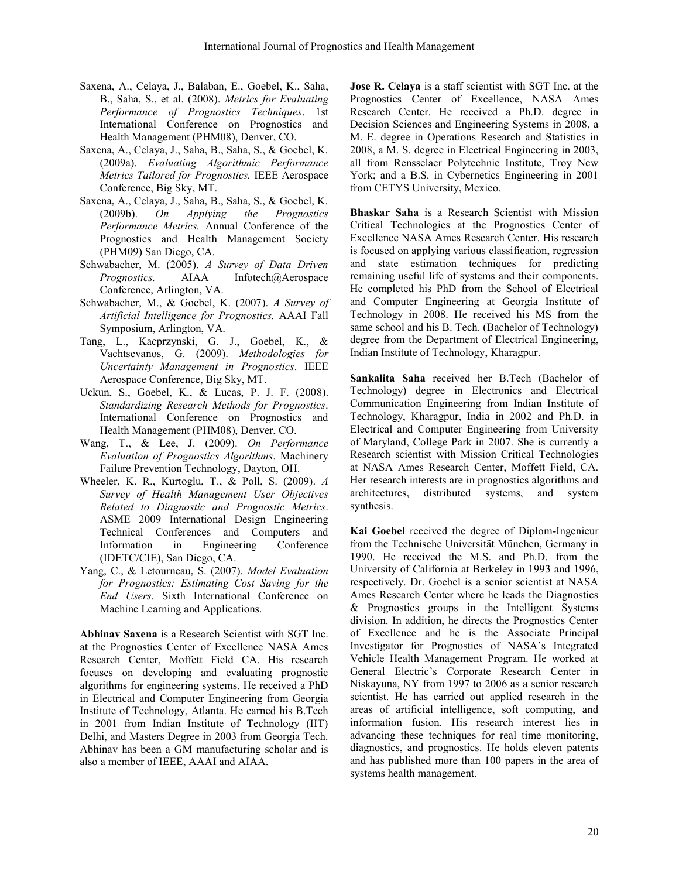Saxena, A., Celaya, J., Balaban, E., Goebel, K., Saha, B., Saha, S., et al. (2008). *Metrics for Evaluating Performance of Prognostics Techniques*. 1st International Conference on Prognostics and Health Management (PHM08), Denver, CO.

Saxena, A., Celaya, J., Saha, B., Saha, S., & Goebel, K. (2009a). *Evaluating Algorithmic Performance Metrics Tailored for Prognostics.* IEEE Aerospace Conference, Big Sky, MT.

Saxena, A., Celaya, J., Saha, B., Saha, S., & Goebel, K. (2009b). *On Applying the Prognostics Performance Metrics.* Annual Conference of the Prognostics and Health Management Society (PHM09) San Diego, CA.

Schwabacher, M. (2005). *A Survey of Data Driven Prognostics.* AIAA Infotech@Aerospace Conference, Arlington, VA.

Schwabacher, M., & Goebel, K. (2007). *A Survey of Artificial Intelligence for Prognostics.* AAAI Fall Symposium, Arlington, VA.

Tang, L., Kacprzynski, G. J., Goebel, K., & Vachtsevanos, G. (2009). *Methodologies for Uncertainty Management in Prognostics*. IEEE Aerospace Conference, Big Sky, MT.

Uckun, S., Goebel, K., & Lucas, P. J. F. (2008). *Standardizing Research Methods for Prognostics*. International Conference on Prognostics and Health Management (PHM08), Denver, CO.

Wang, T., & Lee, J. (2009). *On Performance Evaluation of Prognostics Algorithms*. Machinery Failure Prevention Technology, Dayton, OH.

Wheeler, K. R., Kurtoglu, T., & Poll, S. (2009). *A Survey of Health Management User Objectives Related to Diagnostic and Prognostic Metrics*. ASME 2009 International Design Engineering Technical Conferences and Computers and Information in Engineering Conference (IDETC/CIE), San Diego, CA.

Yang, C., & Letourneau, S. (2007). *Model Evaluation for Prognostics: Estimating Cost Saving for the End Users*. Sixth International Conference on Machine Learning and Applications.

**Abhinav Saxena** is a Research Scientist with SGT Inc. at the Prognostics Center of Excellence NASA Ames Research Center, Moffett Field CA. His research focuses on developing and evaluating prognostic algorithms for engineering systems. He received a PhD in Electrical and Computer Engineering from Georgia Institute of Technology, Atlanta. He earned his B.Tech in 2001 from Indian Institute of Technology (IIT) Delhi, and Masters Degree in 2003 from Georgia Tech. Abhinav has been a GM manufacturing scholar and is also a member of IEEE, AAAI and AIAA.

**Jose R. Celaya** is a staff scientist with SGT Inc. at the Prognostics Center of Excellence, NASA Ames Research Center. He received a Ph.D. degree in Decision Sciences and Engineering Systems in 2008, a M. E. degree in Operations Research and Statistics in 2008, a M. S. degree in Electrical Engineering in 2003, all from Rensselaer Polytechnic Institute, Troy New York; and a B.S. in Cybernetics Engineering in 2001 from CETYS University, Mexico.

**Bhaskar Saha** is a Research Scientist with Mission Critical Technologies at the Prognostics Center of Excellence NASA Ames Research Center. His research is focused on applying various classification, regression and state estimation techniques for predicting remaining useful life of systems and their components. He completed his PhD from the School of Electrical and Computer Engineering at Georgia Institute of Technology in 2008. He received his MS from the same school and his B. Tech. (Bachelor of Technology) degree from the Department of Electrical Engineering, Indian Institute of Technology, Kharagpur.

**Sankalita Saha** received her B.Tech (Bachelor of Technology) degree in Electronics and Electrical Communication Engineering from Indian Institute of Technology, Kharagpur, India in 2002 and Ph.D. in Electrical and Computer Engineering from University of Maryland, College Park in 2007. She is currently a Research scientist with Mission Critical Technologies at NASA Ames Research Center, Moffett Field, CA. Her research interests are in prognostics algorithms and architectures, distributed systems, and system synthesis.

**Kai Goebel** received the degree of Diplom-Ingenieur from the Technische Universität München, Germany in 1990. He received the M.S. and Ph.D. from the University of California at Berkeley in 1993 and 1996, respectively. Dr. Goebel is a senior scientist at NASA Ames Research Center where he leads the Diagnostics & Prognostics groups in the Intelligent Systems division. In addition, he directs the Prognostics Center of Excellence and he is the Associate Principal Investigator for Prognostics of NASA's Integrated Vehicle Health Management Program. He worked at General Electric's Corporate Research Center in Niskayuna, NY from 1997 to 2006 as a senior research scientist. He has carried out applied research in the areas of artificial intelligence, soft computing, and information fusion. His research interest lies in advancing these techniques for real time monitoring, diagnostics, and prognostics. He holds eleven patents and has published more than 100 papers in the area of systems health management.